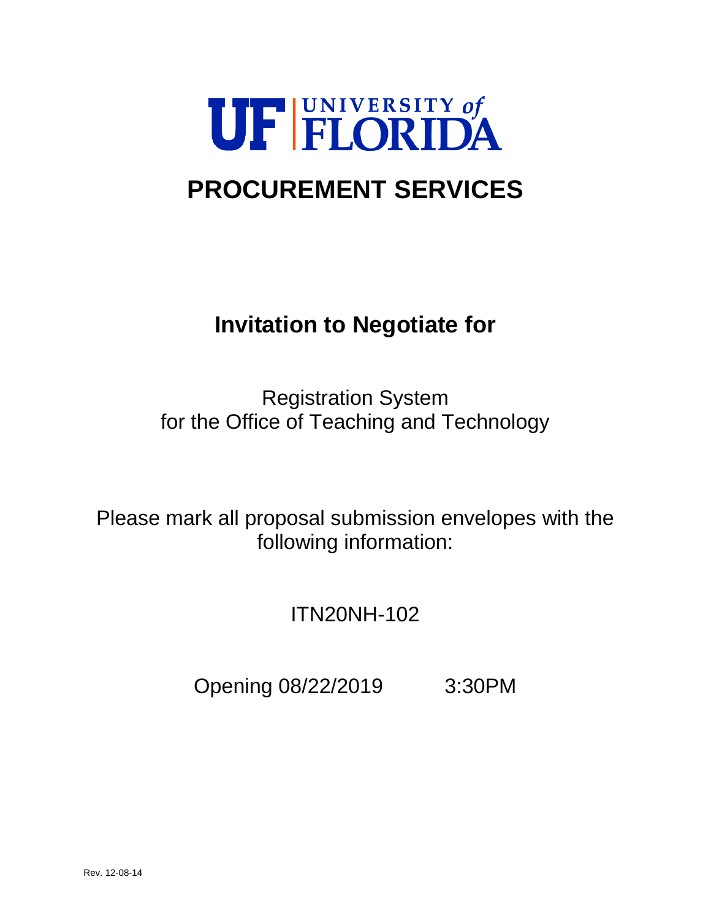UF | UNIVERSITY of FLORIDA

# PROCUREMENT SERVICES

## Invitation to Negotiate for

Registration System
for the Office of Teaching and Technology

Please mark all proposal submission envelopes with the following information:

ITN20NH-102

Opening 08/22/2019 3:30PM

Rev. 12-08-14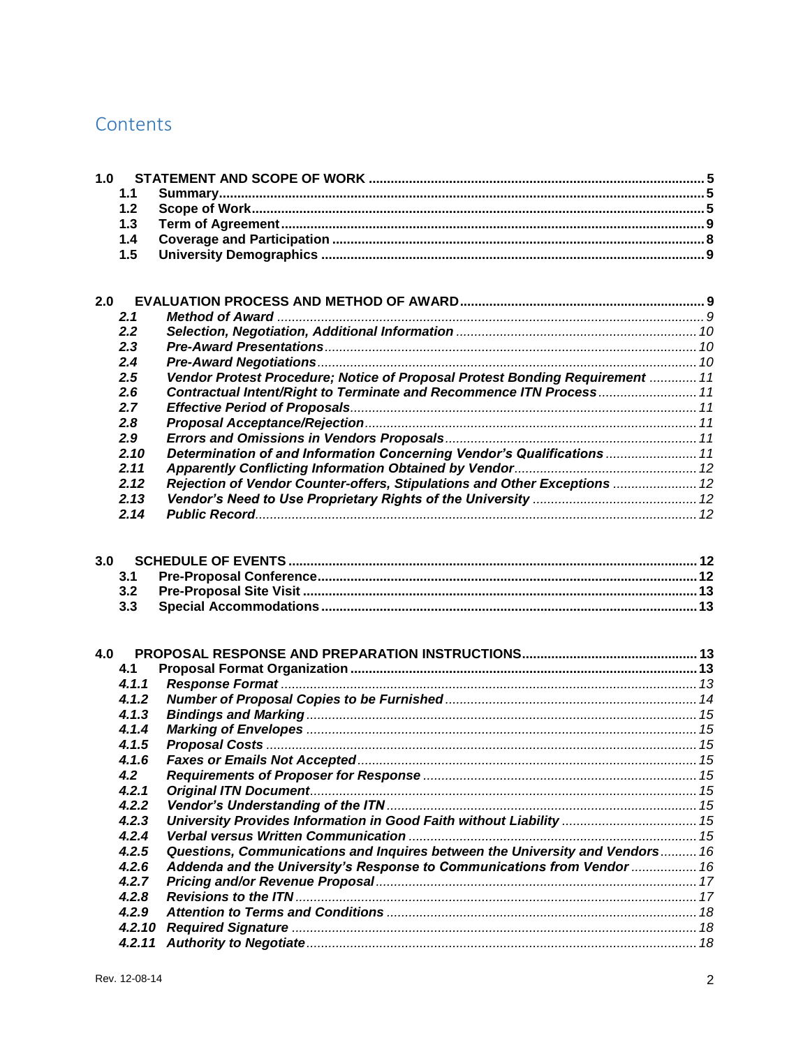# Contents

**1.0 STATEMENT AND SCOPE OF WORK** .......... **5**
- **1.1 Summary** .......... **5**
- **1.2 Scope of Work** .......... **5**
- **1.3 Term of Agreement** .......... **9**
- **1.4 Coverage and Participation** .......... **8**
- **1.5 University Demographics** .......... **9**

**2.0 EVALUATION PROCESS AND METHOD OF AWARD** .......... **9**
- ***2.1 Method of Award*** .......... *9*
- ***2.2 Selection, Negotiation, Additional Information*** .......... *10*
- ***2.3 Pre-Award Presentations*** .......... *10*
- ***2.4 Pre-Award Negotiations*** .......... *10*
- ***2.5 Vendor Protest Procedure; Notice of Proposal Protest Bonding Requirement*** .......... *11*
- ***2.6 Contractual Intent/Right to Terminate and Recommence ITN Process*** .......... *11*
- ***2.7 Effective Period of Proposals*** .......... *11*
- ***2.8 Proposal Acceptance/Rejection*** .......... *11*
- ***2.9 Errors and Omissions in Vendors Proposals*** .......... *11*
- ***2.10 Determination of and Information Concerning Vendor's Qualifications*** .......... *11*
- ***2.11 Apparently Conflicting Information Obtained by Vendor*** .......... *12*
- ***2.12 Rejection of Vendor Counter-offers, Stipulations and Other Exceptions*** .......... *12*
- ***2.13 Vendor's Need to Use Proprietary Rights of the University*** .......... *12*
- ***2.14 Public Record*** .......... *12*

**3.0 SCHEDULE OF EVENTS** .......... **12**
- **3.1 Pre-Proposal Conference** .......... **12**
- **3.2 Pre-Proposal Site Visit** .......... **13**
- **3.3 Special Accommodations** .......... **13**

**4.0 PROPOSAL RESPONSE AND PREPARATION INSTRUCTIONS** .......... **13**
- **4.1 Proposal Format Organization** .......... **13**
- ***4.1.1 Response Format*** .......... *13*
- ***4.1.2 Number of Proposal Copies to be Furnished*** .......... *14*
- ***4.1.3 Bindings and Marking*** .......... *15*
- ***4.1.4 Marking of Envelopes*** .......... *15*
- ***4.1.5 Proposal Costs*** .......... *15*
- ***4.1.6 Faxes or Emails Not Accepted*** .......... *15*
- ***4.2 Requirements of Proposer for Response*** .......... *15*
- ***4.2.1 Original ITN Document*** .......... *15*
- ***4.2.2 Vendor's Understanding of the ITN*** .......... *15*
- ***4.2.3 University Provides Information in Good Faith without Liability*** .......... *15*
- ***4.2.4 Verbal versus Written Communication*** .......... *15*
- ***4.2.5 Questions, Communications and Inquires between the University and Vendors*** .......... *16*
- ***4.2.6 Addenda and the University's Response to Communications from Vendor*** .......... *16*
- ***4.2.7 Pricing and/or Revenue Proposal*** .......... *17*
- ***4.2.8 Revisions to the ITN*** .......... *17*
- ***4.2.9 Attention to Terms and Conditions*** .......... *18*
- ***4.2.10 Required Signature*** .......... *18*
- ***4.2.11 Authority to Negotiate*** .......... *18*

Rev. 12-08-14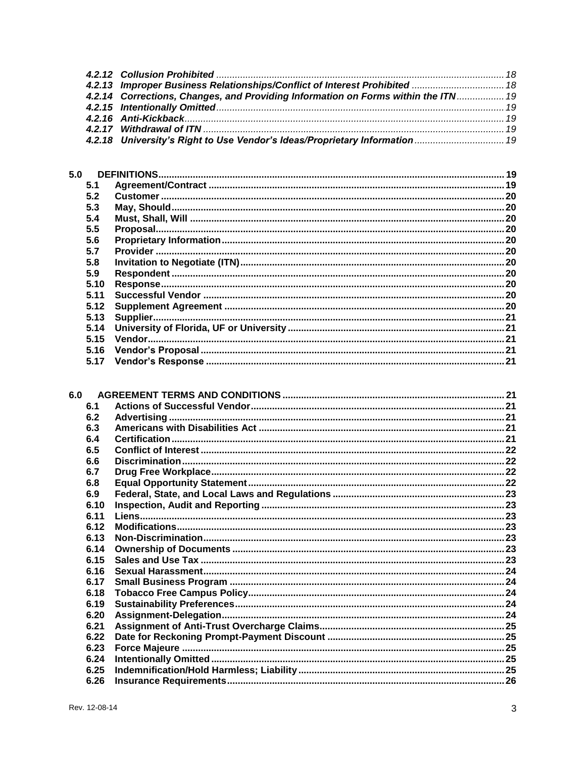*4.2.12 Collusion Prohibited ..... 18*
*4.2.13 Improper Business Relationships/Conflict of Interest Prohibited ..... 18*
*4.2.14 Corrections, Changes, and Providing Information on Forms within the ITN ..... 19*
*4.2.15 Intentionally Omitted ..... 19*
*4.2.16 Anti-Kickback ..... 19*
*4.2.17 Withdrawal of ITN ..... 19*
*4.2.18 University's Right to Use Vendor's Ideas/Proprietary Information ..... 19*

**5.0 DEFINITIONS ..... 19**
**5.1 Agreement/Contract ..... 19**
**5.2 Customer ..... 20**
**5.3 May, Should ..... 20**
**5.4 Must, Shall, Will ..... 20**
**5.5 Proposal ..... 20**
**5.6 Proprietary Information ..... 20**
**5.7 Provider ..... 20**
**5.8 Invitation to Negotiate (ITN) ..... 20**
**5.9 Respondent ..... 20**
**5.10 Response ..... 20**
**5.11 Successful Vendor ..... 20**
**5.12 Supplement Agreement ..... 20**
**5.13 Supplier ..... 21**
**5.14 University of Florida, UF or University ..... 21**
**5.15 Vendor ..... 21**
**5.16 Vendor's Proposal ..... 21**
**5.17 Vendor's Response ..... 21**

**6.0 AGREEMENT TERMS AND CONDITIONS ..... 21**
**6.1 Actions of Successful Vendor ..... 21**
**6.2 Advertising ..... 21**
**6.3 Americans with Disabilities Act ..... 21**
**6.4 Certification ..... 21**
**6.5 Conflict of Interest ..... 22**
**6.6 Discrimination ..... 22**
**6.7 Drug Free Workplace ..... 22**
**6.8 Equal Opportunity Statement ..... 22**
**6.9 Federal, State, and Local Laws and Regulations ..... 23**
**6.10 Inspection, Audit and Reporting ..... 23**
**6.11 Liens ..... 23**
**6.12 Modifications ..... 23**
**6.13 Non-Discrimination ..... 23**
**6.14 Ownership of Documents ..... 23**
**6.15 Sales and Use Tax ..... 23**
**6.16 Sexual Harassment ..... 24**
**6.17 Small Business Program ..... 24**
**6.18 Tobacco Free Campus Policy ..... 24**
**6.19 Sustainability Preferences ..... 24**
**6.20 Assignment-Delegation ..... 24**
**6.21 Assignment of Anti-Trust Overcharge Claims ..... 25**
**6.22 Date for Reckoning Prompt-Payment Discount ..... 25**
**6.23 Force Majeure ..... 25**
**6.24 Intentionally Omitted ..... 25**
**6.25 Indemnification/Hold Harmless; Liability ..... 25**
**6.26 Insurance Requirements ..... 26**

Rev. 12-08-14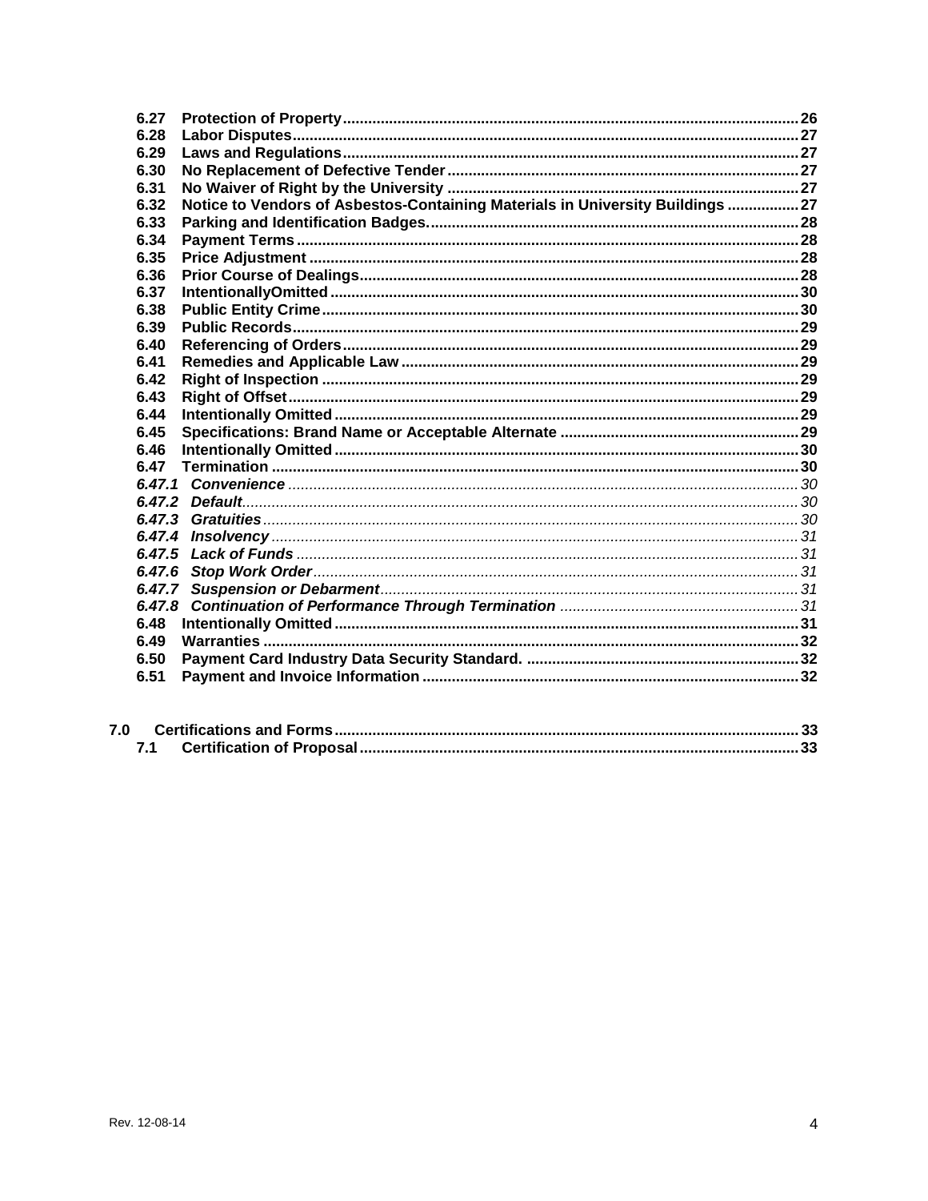| | | |
|---|---|---|
| **6.27** | **Protection of Property** | **26** |
| **6.28** | **Labor Disputes** | **27** |
| **6.29** | **Laws and Regulations** | **27** |
| **6.30** | **No Replacement of Defective Tender** | **27** |
| **6.31** | **No Waiver of Right by the University** | **27** |
| **6.32** | **Notice to Vendors of Asbestos-Containing Materials in University Buildings** | **27** |
| **6.33** | **Parking and Identification Badges.** | **28** |
| **6.34** | **Payment Terms** | **28** |
| **6.35** | **Price Adjustment** | **28** |
| **6.36** | **Prior Course of Dealings** | **28** |
| **6.37** | **IntentionallyOmitted** | **30** |
| **6.38** | **Public Entity Crime** | **30** |
| **6.39** | **Public Records** | **29** |
| **6.40** | **Referencing of Orders** | **29** |
| **6.41** | **Remedies and Applicable Law** | **29** |
| **6.42** | **Right of Inspection** | **29** |
| **6.43** | **Right of Offset** | **29** |
| **6.44** | **Intentionally Omitted** | **29** |
| **6.45** | **Specifications: Brand Name or Acceptable Alternate** | **29** |
| **6.46** | **Intentionally Omitted** | **30** |
| **6.47** | **Termination** | **30** |
| ***6.47.1*** | ***Convenience*** | *30* |
| ***6.47.2*** | ***Default*** | *30* |
| ***6.47.3*** | ***Gratuities*** | *30* |
| ***6.47.4*** | ***Insolvency*** | *31* |
| ***6.47.5*** | ***Lack of Funds*** | *31* |
| ***6.47.6*** | ***Stop Work Order*** | *31* |
| ***6.47.7*** | ***Suspension or Debarment*** | *31* |
| ***6.47.8*** | ***Continuation of Performance Through Termination*** | *31* |
| **6.48** | **Intentionally Omitted** | **31** |
| **6.49** | **Warranties** | **32** |
| **6.50** | **Payment Card Industry Data Security Standard.** | **32** |
| **6.51** | **Payment and Invoice Information** | **32** |

| | | |
|---|---|---|
| **7.0** | **Certifications and Forms** | **33** |
| **7.1** | **Certification of Proposal** | **33** |

Rev. 12-08-14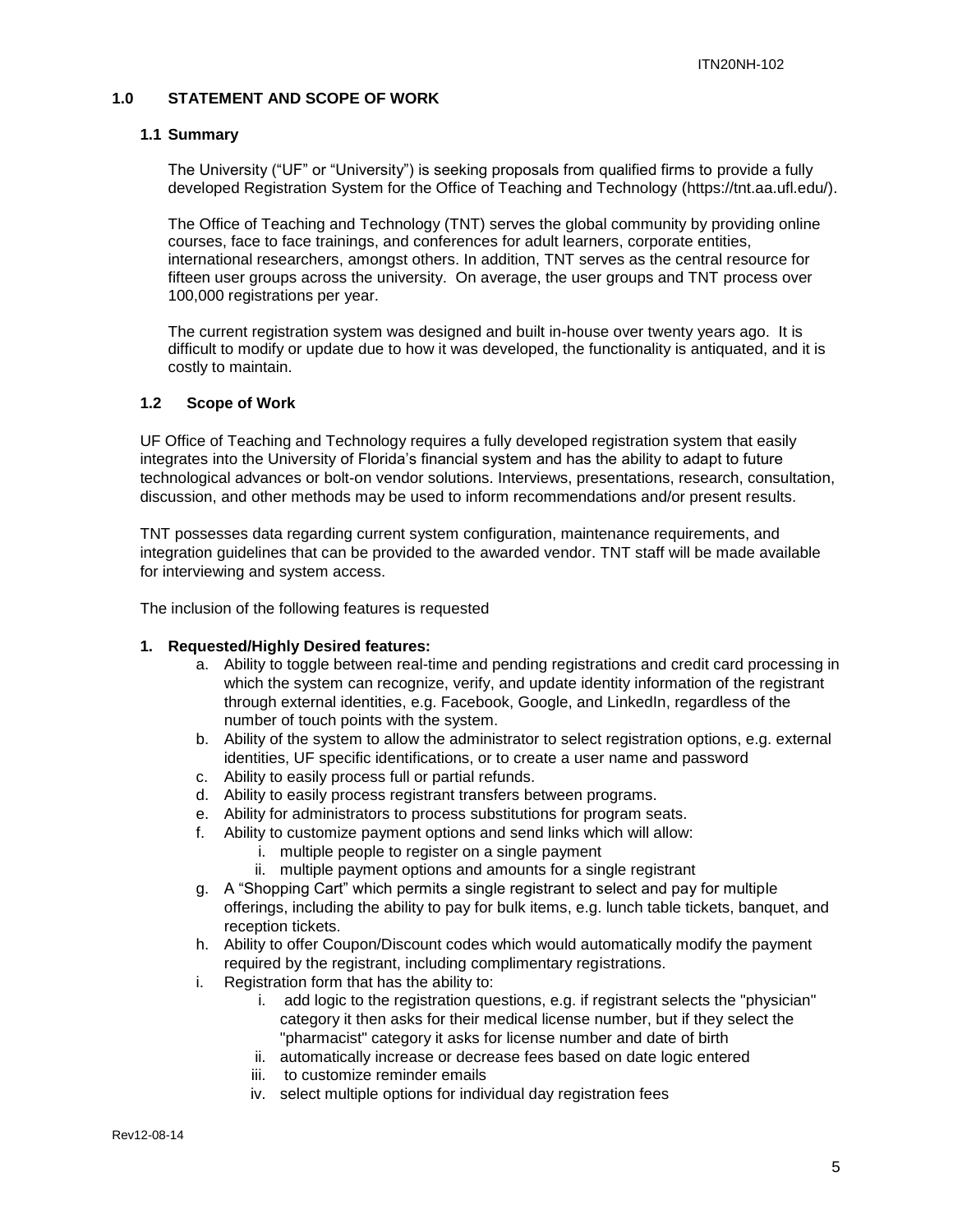## 1.0 STATEMENT AND SCOPE OF WORK

### 1.1 Summary

The University ("UF" or "University") is seeking proposals from qualified firms to provide a fully developed Registration System for the Office of Teaching and Technology (https://tnt.aa.ufl.edu/).

The Office of Teaching and Technology (TNT) serves the global community by providing online courses, face to face trainings, and conferences for adult learners, corporate entities, international researchers, amongst others. In addition, TNT serves as the central resource for fifteen user groups across the university. On average, the user groups and TNT process over 100,000 registrations per year.

The current registration system was designed and built in-house over twenty years ago. It is difficult to modify or update due to how it was developed, the functionality is antiquated, and it is costly to maintain.

### 1.2 Scope of Work

UF Office of Teaching and Technology requires a fully developed registration system that easily integrates into the University of Florida's financial system and has the ability to adapt to future technological advances or bolt-on vendor solutions. Interviews, presentations, research, consultation, discussion, and other methods may be used to inform recommendations and/or present results.

TNT possesses data regarding current system configuration, maintenance requirements, and integration guidelines that can be provided to the awarded vendor. TNT staff will be made available for interviewing and system access.

The inclusion of the following features is requested

**1. Requested/Highly Desired features:**

a. Ability to toggle between real-time and pending registrations and credit card processing in which the system can recognize, verify, and update identity information of the registrant through external identities, e.g. Facebook, Google, and LinkedIn, regardless of the number of touch points with the system.

b. Ability of the system to allow the administrator to select registration options, e.g. external identities, UF specific identifications, or to create a user name and password

c. Ability to easily process full or partial refunds.

d. Ability to easily process registrant transfers between programs.

e. Ability for administrators to process substitutions for program seats.

f. Ability to customize payment options and send links which will allow:
   - i. multiple people to register on a single payment
   - ii. multiple payment options and amounts for a single registrant

g. A "Shopping Cart" which permits a single registrant to select and pay for multiple offerings, including the ability to pay for bulk items, e.g. lunch table tickets, banquet, and reception tickets.

h. Ability to offer Coupon/Discount codes which would automatically modify the payment required by the registrant, including complimentary registrations.

i. Registration form that has the ability to:
   - i. add logic to the registration questions, e.g. if registrant selects the "physician" category it then asks for their medical license number, but if they select the "pharmacist" category it asks for license number and date of birth
   - ii. automatically increase or decrease fees based on date logic entered
   - iii. to customize reminder emails
   - iv. select multiple options for individual day registration fees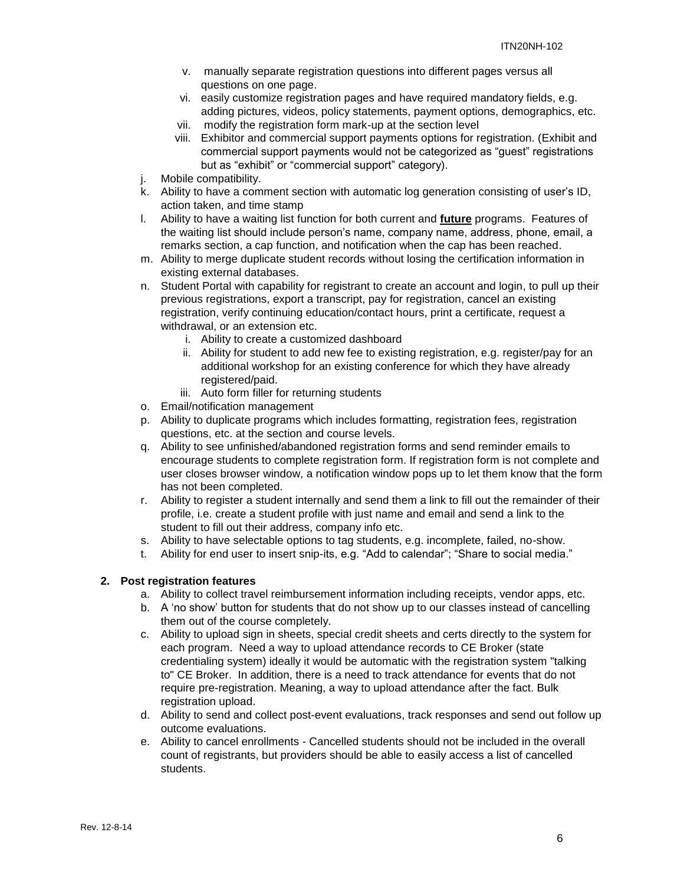v. manually separate registration questions into different pages versus all questions on one page.
vi. easily customize registration pages and have required mandatory fields, e.g. adding pictures, videos, policy statements, payment options, demographics, etc.
vii. modify the registration form mark-up at the section level
viii. Exhibitor and commercial support payments options for registration. (Exhibit and commercial support payments would not be categorized as "guest" registrations but as "exhibit" or "commercial support" category).

j. Mobile compatibility.
k. Ability to have a comment section with automatic log generation consisting of user's ID, action taken, and time stamp
l. Ability to have a waiting list function for both current and **future** programs. Features of the waiting list should include person's name, company name, address, phone, email, a remarks section, a cap function, and notification when the cap has been reached.
m. Ability to merge duplicate student records without losing the certification information in existing external databases.
n. Student Portal with capability for registrant to create an account and login, to pull up their previous registrations, export a transcript, pay for registration, cancel an existing registration, verify continuing education/contact hours, print a certificate, request a withdrawal, or an extension etc.
    i. Ability to create a customized dashboard
    ii. Ability for student to add new fee to existing registration, e.g. register/pay for an additional workshop for an existing conference for which they have already registered/paid.
    iii. Auto form filler for returning students
o. Email/notification management
p. Ability to duplicate programs which includes formatting, registration fees, registration questions, etc. at the section and course levels.
q. Ability to see unfinished/abandoned registration forms and send reminder emails to encourage students to complete registration form. If registration form is not complete and user closes browser window, a notification window pops up to let them know that the form has not been completed.
r. Ability to register a student internally and send them a link to fill out the remainder of their profile, i.e. create a student profile with just name and email and send a link to the student to fill out their address, company info etc.
s. Ability to have selectable options to tag students, e.g. incomplete, failed, no-show.
t. Ability for end user to insert snip-its, e.g. "Add to calendar"; "Share to social media."

**2. Post registration features**

a. Ability to collect travel reimbursement information including receipts, vendor apps, etc.
b. A 'no show' button for students that do not show up to our classes instead of cancelling them out of the course completely.
c. Ability to upload sign in sheets, special credit sheets and certs directly to the system for each program. Need a way to upload attendance records to CE Broker (state credentialing system) ideally it would be automatic with the registration system "talking to" CE Broker. In addition, there is a need to track attendance for events that do not require pre-registration. Meaning, a way to upload attendance after the fact. Bulk registration upload.
d. Ability to send and collect post-event evaluations, track responses and send out follow up outcome evaluations.
e. Ability to cancel enrollments - Cancelled students should not be included in the overall count of registrants, but providers should be able to easily access a list of cancelled students.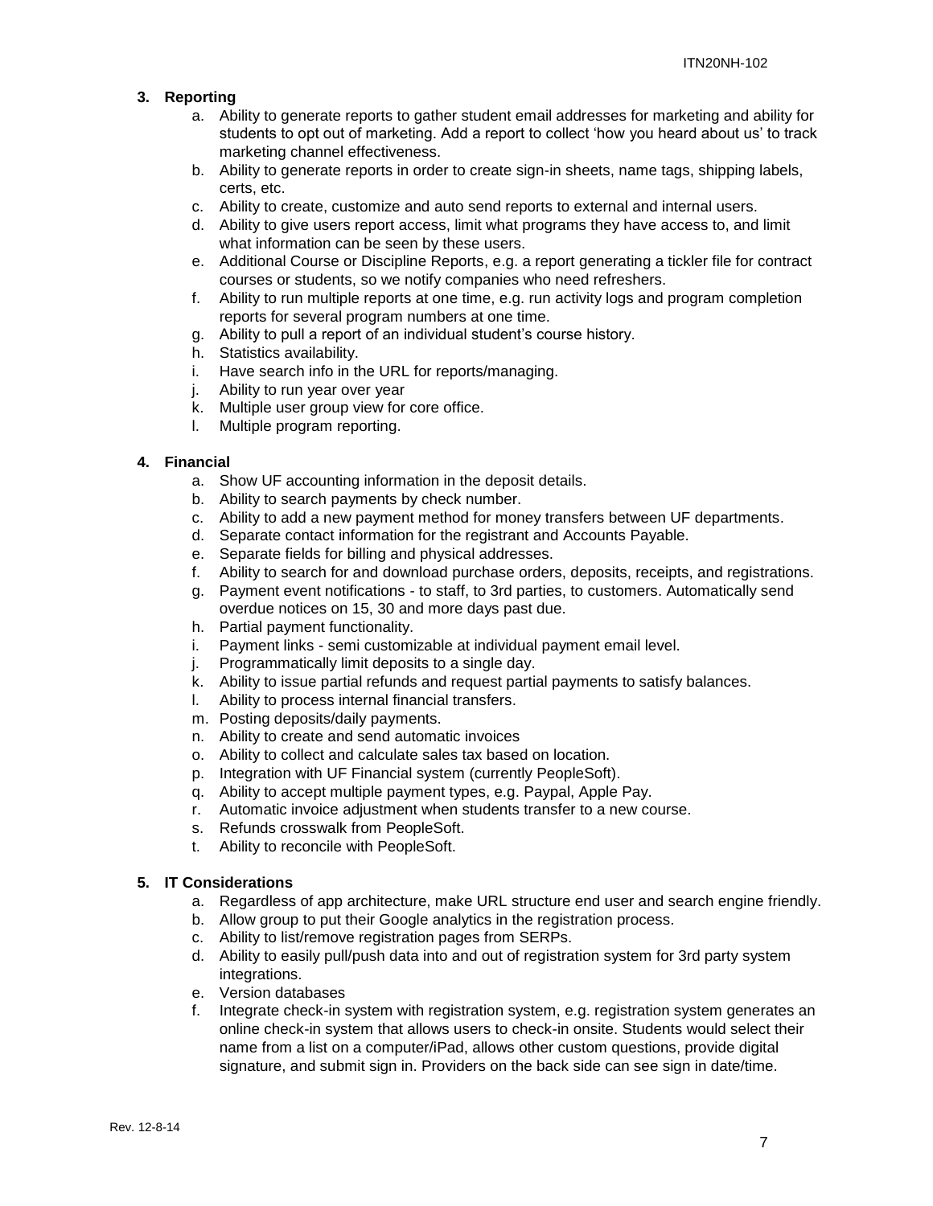**3. Reporting**

a. Ability to generate reports to gather student email addresses for marketing and ability for students to opt out of marketing. Add a report to collect 'how you heard about us' to track marketing channel effectiveness.
b. Ability to generate reports in order to create sign-in sheets, name tags, shipping labels, certs, etc.
c. Ability to create, customize and auto send reports to external and internal users.
d. Ability to give users report access, limit what programs they have access to, and limit what information can be seen by these users.
e. Additional Course or Discipline Reports, e.g. a report generating a tickler file for contract courses or students, so we notify companies who need refreshers.
f. Ability to run multiple reports at one time, e.g. run activity logs and program completion reports for several program numbers at one time.
g. Ability to pull a report of an individual student's course history.
h. Statistics availability.
i. Have search info in the URL for reports/managing.
j. Ability to run year over year
k. Multiple user group view for core office.
l. Multiple program reporting.

**4. Financial**

a. Show UF accounting information in the deposit details.
b. Ability to search payments by check number.
c. Ability to add a new payment method for money transfers between UF departments.
d. Separate contact information for the registrant and Accounts Payable.
e. Separate fields for billing and physical addresses.
f. Ability to search for and download purchase orders, deposits, receipts, and registrations.
g. Payment event notifications - to staff, to 3rd parties, to customers. Automatically send overdue notices on 15, 30 and more days past due.
h. Partial payment functionality.
i. Payment links - semi customizable at individual payment email level.
j. Programmatically limit deposits to a single day.
k. Ability to issue partial refunds and request partial payments to satisfy balances.
l. Ability to process internal financial transfers.
m. Posting deposits/daily payments.
n. Ability to create and send automatic invoices
o. Ability to collect and calculate sales tax based on location.
p. Integration with UF Financial system (currently PeopleSoft).
q. Ability to accept multiple payment types, e.g. Paypal, Apple Pay.
r. Automatic invoice adjustment when students transfer to a new course.
s. Refunds crosswalk from PeopleSoft.
t. Ability to reconcile with PeopleSoft.

**5. IT Considerations**

a. Regardless of app architecture, make URL structure end user and search engine friendly.
b. Allow group to put their Google analytics in the registration process.
c. Ability to list/remove registration pages from SERPs.
d. Ability to easily pull/push data into and out of registration system for 3rd party system integrations.
e. Version databases
f. Integrate check-in system with registration system, e.g. registration system generates an online check-in system that allows users to check-in onsite. Students would select their name from a list on a computer/iPad, allows other custom questions, provide digital signature, and submit sign in. Providers on the back side can see sign in date/time.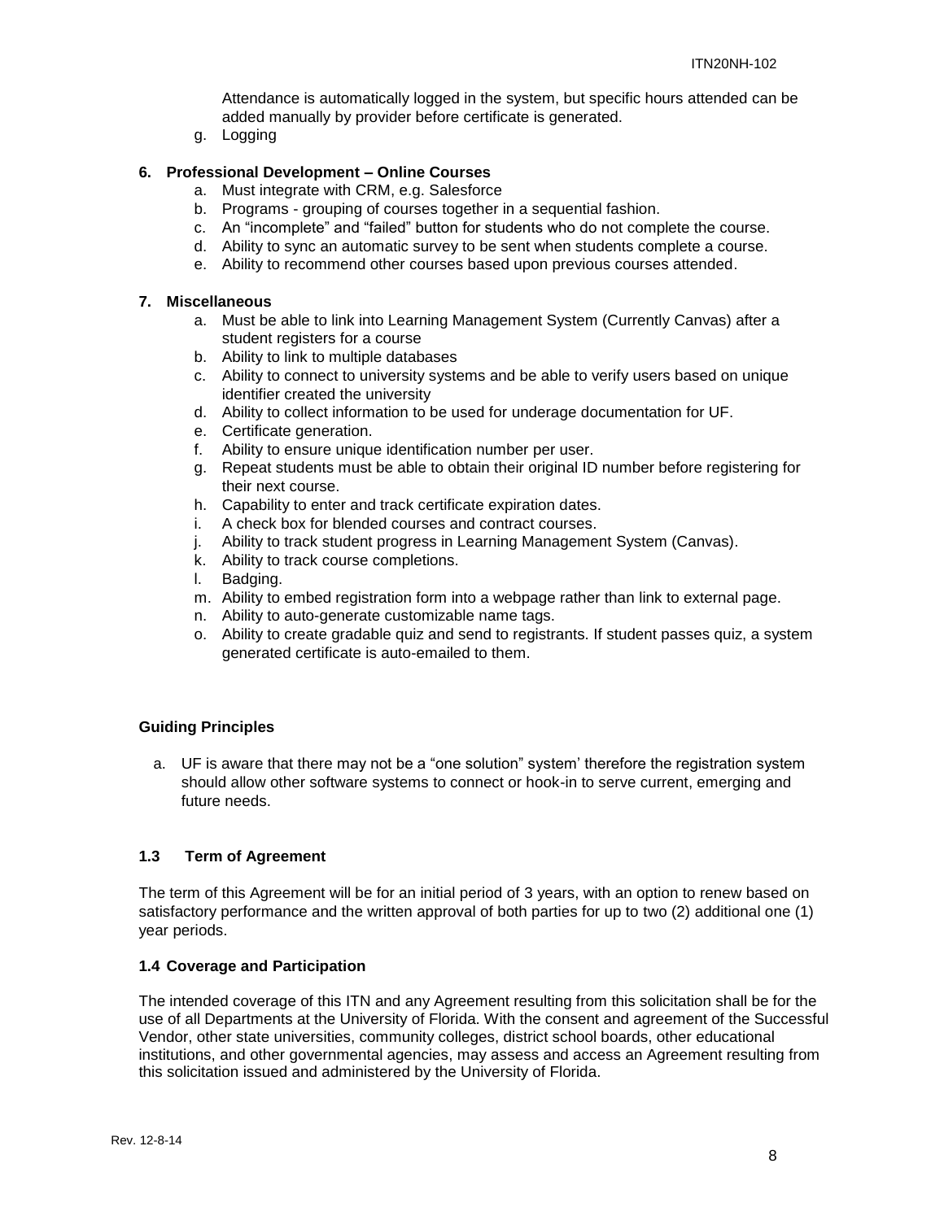Attendance is automatically logged in the system, but specific hours attended can be added manually by provider before certificate is generated.

g. Logging

**6. Professional Development – Online Courses**

a. Must integrate with CRM, e.g. Salesforce
b. Programs - grouping of courses together in a sequential fashion.
c. An "incomplete" and "failed" button for students who do not complete the course.
d. Ability to sync an automatic survey to be sent when students complete a course.
e. Ability to recommend other courses based upon previous courses attended.

**7. Miscellaneous**

a. Must be able to link into Learning Management System (Currently Canvas) after a student registers for a course
b. Ability to link to multiple databases
c. Ability to connect to university systems and be able to verify users based on unique identifier created the university
d. Ability to collect information to be used for underage documentation for UF.
e. Certificate generation.
f. Ability to ensure unique identification number per user.
g. Repeat students must be able to obtain their original ID number before registering for their next course.
h. Capability to enter and track certificate expiration dates.
i. A check box for blended courses and contract courses.
j. Ability to track student progress in Learning Management System (Canvas).
k. Ability to track course completions.
l. Badging.
m. Ability to embed registration form into a webpage rather than link to external page.
n. Ability to auto-generate customizable name tags.
o. Ability to create gradable quiz and send to registrants. If student passes quiz, a system generated certificate is auto-emailed to them.

**Guiding Principles**

a. UF is aware that there may not be a "one solution" system' therefore the registration system should allow other software systems to connect or hook-in to serve current, emerging and future needs.

### 1.3 Term of Agreement

The term of this Agreement will be for an initial period of 3 years, with an option to renew based on satisfactory performance and the written approval of both parties for up to two (2) additional one (1) year periods.

### 1.4 Coverage and Participation

The intended coverage of this ITN and any Agreement resulting from this solicitation shall be for the use of all Departments at the University of Florida. With the consent and agreement of the Successful Vendor, other state universities, community colleges, district school boards, other educational institutions, and other governmental agencies, may assess and access an Agreement resulting from this solicitation issued and administered by the University of Florida.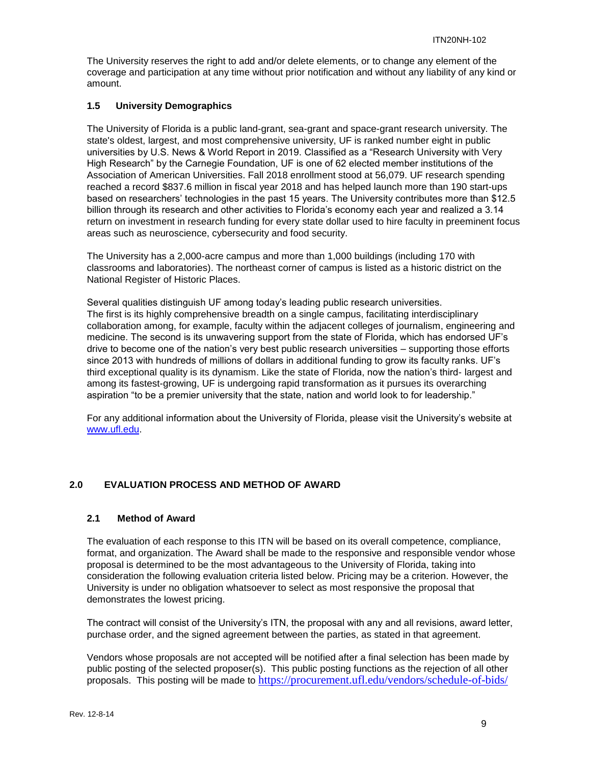The University reserves the right to add and/or delete elements, or to change any element of the coverage and participation at any time without prior notification and without any liability of any kind or amount.

### 1.5 University Demographics

The University of Florida is a public land-grant, sea-grant and space-grant research university. The state's oldest, largest, and most comprehensive university, UF is ranked number eight in public universities by U.S. News & World Report in 2019. Classified as a "Research University with Very High Research" by the Carnegie Foundation, UF is one of 62 elected member institutions of the Association of American Universities. Fall 2018 enrollment stood at 56,079. UF research spending reached a record $837.6 million in fiscal year 2018 and has helped launch more than 190 start-ups based on researchers' technologies in the past 15 years. The University contributes more than $12.5 billion through its research and other activities to Florida's economy each year and realized a 3.14 return on investment in research funding for every state dollar used to hire faculty in preeminent focus areas such as neuroscience, cybersecurity and food security.

The University has a 2,000-acre campus and more than 1,000 buildings (including 170 with classrooms and laboratories). The northeast corner of campus is listed as a historic district on the National Register of Historic Places.

Several qualities distinguish UF among today's leading public research universities. The first is its highly comprehensive breadth on a single campus, facilitating interdisciplinary collaboration among, for example, faculty within the adjacent colleges of journalism, engineering and medicine. The second is its unwavering support from the state of Florida, which has endorsed UF's drive to become one of the nation's very best public research universities – supporting those efforts since 2013 with hundreds of millions of dollars in additional funding to grow its faculty ranks. UF's third exceptional quality is its dynamism. Like the state of Florida, now the nation's third- largest and among its fastest-growing, UF is undergoing rapid transformation as it pursues its overarching aspiration "to be a premier university that the state, nation and world look to for leadership."

For any additional information about the University of Florida, please visit the University's website at [www.ufl.edu](http://www.ufl.edu).

## 2.0 EVALUATION PROCESS AND METHOD OF AWARD

### 2.1 Method of Award

The evaluation of each response to this ITN will be based on its overall competence, compliance, format, and organization. The Award shall be made to the responsive and responsible vendor whose proposal is determined to be the most advantageous to the University of Florida, taking into consideration the following evaluation criteria listed below. Pricing may be a criterion. However, the University is under no obligation whatsoever to select as most responsive the proposal that demonstrates the lowest pricing.

The contract will consist of the University's ITN, the proposal with any and all revisions, award letter, purchase order, and the signed agreement between the parties, as stated in that agreement.

Vendors whose proposals are not accepted will be notified after a final selection has been made by public posting of the selected proposer(s). This public posting functions as the rejection of all other proposals. This posting will be made to https://procurement.ufl.edu/vendors/schedule-of-bids/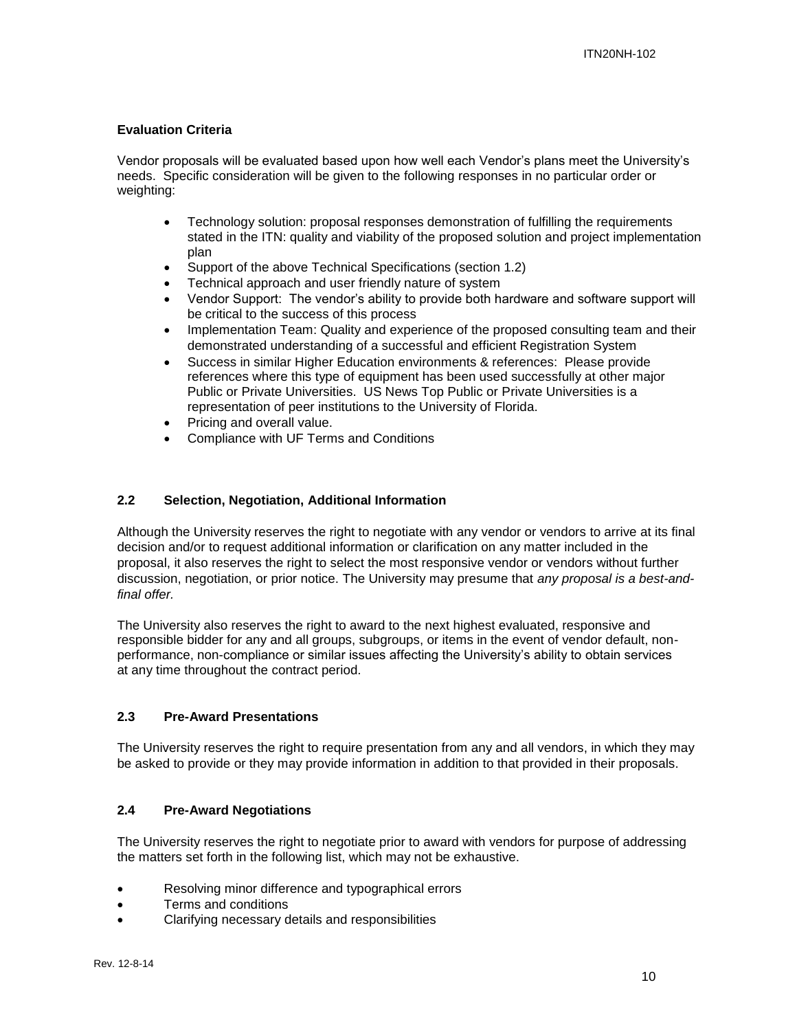**Evaluation Criteria**

Vendor proposals will be evaluated based upon how well each Vendor's plans meet the University's needs. Specific consideration will be given to the following responses in no particular order or weighting:

- Technology solution: proposal responses demonstration of fulfilling the requirements stated in the ITN: quality and viability of the proposed solution and project implementation plan
- Support of the above Technical Specifications (section 1.2)
- Technical approach and user friendly nature of system
- Vendor Support: The vendor's ability to provide both hardware and software support will be critical to the success of this process
- Implementation Team: Quality and experience of the proposed consulting team and their demonstrated understanding of a successful and efficient Registration System
- Success in similar Higher Education environments & references: Please provide references where this type of equipment has been used successfully at other major Public or Private Universities. US News Top Public or Private Universities is a representation of peer institutions to the University of Florida.
- Pricing and overall value.
- Compliance with UF Terms and Conditions

### 2.2 Selection, Negotiation, Additional Information

Although the University reserves the right to negotiate with any vendor or vendors to arrive at its final decision and/or to request additional information or clarification on any matter included in the proposal, it also reserves the right to select the most responsive vendor or vendors without further discussion, negotiation, or prior notice. The University may presume that *any proposal is a best-and-final offer.*

The University also reserves the right to award to the next highest evaluated, responsive and responsible bidder for any and all groups, subgroups, or items in the event of vendor default, non-performance, non-compliance or similar issues affecting the University's ability to obtain services at any time throughout the contract period.

### 2.3 Pre-Award Presentations

The University reserves the right to require presentation from any and all vendors, in which they may be asked to provide or they may provide information in addition to that provided in their proposals.

### 2.4 Pre-Award Negotiations

The University reserves the right to negotiate prior to award with vendors for purpose of addressing the matters set forth in the following list, which may not be exhaustive.

- Resolving minor difference and typographical errors
- Terms and conditions
- Clarifying necessary details and responsibilities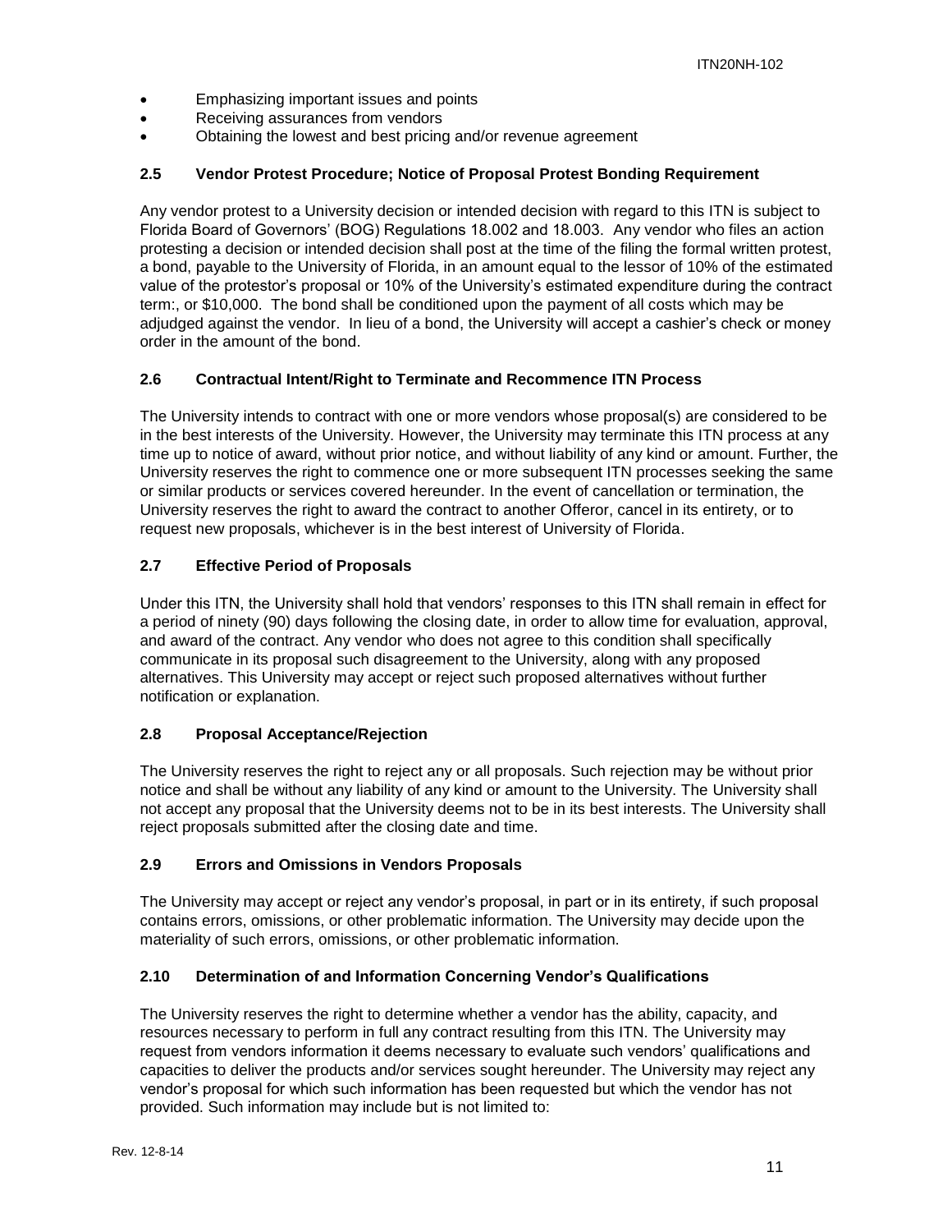- Emphasizing important issues and points
- Receiving assurances from vendors
- Obtaining the lowest and best pricing and/or revenue agreement

### 2.5 Vendor Protest Procedure; Notice of Proposal Protest Bonding Requirement

Any vendor protest to a University decision or intended decision with regard to this ITN is subject to Florida Board of Governors' (BOG) Regulations 18.002 and 18.003. Any vendor who files an action protesting a decision or intended decision shall post at the time of the filing the formal written protest, a bond, payable to the University of Florida, in an amount equal to the lessor of 10% of the estimated value of the protestor's proposal or 10% of the University's estimated expenditure during the contract term:, or $10,000. The bond shall be conditioned upon the payment of all costs which may be adjudged against the vendor. In lieu of a bond, the University will accept a cashier's check or money order in the amount of the bond.

### 2.6 Contractual Intent/Right to Terminate and Recommence ITN Process

The University intends to contract with one or more vendors whose proposal(s) are considered to be in the best interests of the University. However, the University may terminate this ITN process at any time up to notice of award, without prior notice, and without liability of any kind or amount. Further, the University reserves the right to commence one or more subsequent ITN processes seeking the same or similar products or services covered hereunder. In the event of cancellation or termination, the University reserves the right to award the contract to another Offeror, cancel in its entirety, or to request new proposals, whichever is in the best interest of University of Florida.

### 2.7 Effective Period of Proposals

Under this ITN, the University shall hold that vendors' responses to this ITN shall remain in effect for a period of ninety (90) days following the closing date, in order to allow time for evaluation, approval, and award of the contract. Any vendor who does not agree to this condition shall specifically communicate in its proposal such disagreement to the University, along with any proposed alternatives. This University may accept or reject such proposed alternatives without further notification or explanation.

### 2.8 Proposal Acceptance/Rejection

The University reserves the right to reject any or all proposals. Such rejection may be without prior notice and shall be without any liability of any kind or amount to the University. The University shall not accept any proposal that the University deems not to be in its best interests. The University shall reject proposals submitted after the closing date and time.

### 2.9 Errors and Omissions in Vendors Proposals

The University may accept or reject any vendor's proposal, in part or in its entirety, if such proposal contains errors, omissions, or other problematic information. The University may decide upon the materiality of such errors, omissions, or other problematic information.

### 2.10 Determination of and Information Concerning Vendor's Qualifications

The University reserves the right to determine whether a vendor has the ability, capacity, and resources necessary to perform in full any contract resulting from this ITN. The University may request from vendors information it deems necessary to evaluate such vendors' qualifications and capacities to deliver the products and/or services sought hereunder. The University may reject any vendor's proposal for which such information has been requested but which the vendor has not provided. Such information may include but is not limited to: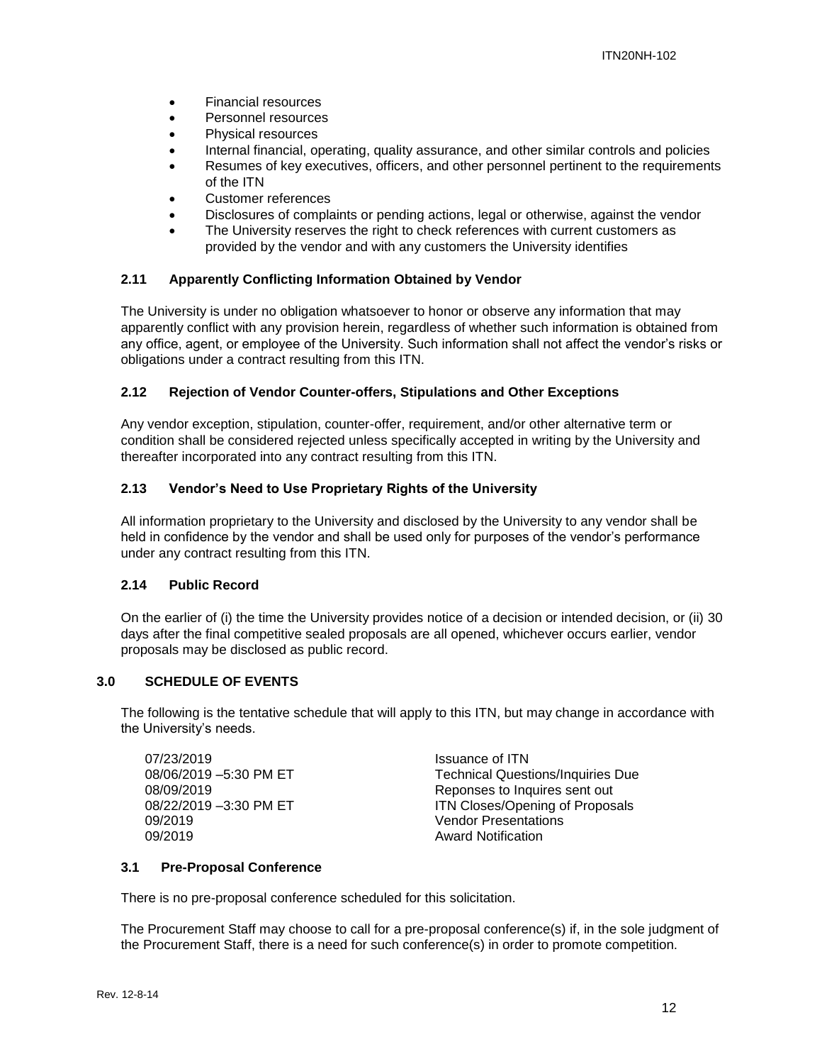- Financial resources
- Personnel resources
- Physical resources
- Internal financial, operating, quality assurance, and other similar controls and policies
- Resumes of key executives, officers, and other personnel pertinent to the requirements of the ITN
- Customer references
- Disclosures of complaints or pending actions, legal or otherwise, against the vendor
- The University reserves the right to check references with current customers as provided by the vendor and with any customers the University identifies

### 2.11 Apparently Conflicting Information Obtained by Vendor

The University is under no obligation whatsoever to honor or observe any information that may apparently conflict with any provision herein, regardless of whether such information is obtained from any office, agent, or employee of the University. Such information shall not affect the vendor's risks or obligations under a contract resulting from this ITN.

### 2.12 Rejection of Vendor Counter-offers, Stipulations and Other Exceptions

Any vendor exception, stipulation, counter-offer, requirement, and/or other alternative term or condition shall be considered rejected unless specifically accepted in writing by the University and thereafter incorporated into any contract resulting from this ITN.

### 2.13 Vendor's Need to Use Proprietary Rights of the University

All information proprietary to the University and disclosed by the University to any vendor shall be held in confidence by the vendor and shall be used only for purposes of the vendor's performance under any contract resulting from this ITN.

### 2.14 Public Record

On the earlier of (i) the time the University provides notice of a decision or intended decision, or (ii) 30 days after the final competitive sealed proposals are all opened, whichever occurs earlier, vendor proposals may be disclosed as public record.

## 3.0 SCHEDULE OF EVENTS

The following is the tentative schedule that will apply to this ITN, but may change in accordance with the University's needs.

| | |
|---|---|
| 07/23/2019 | Issuance of ITN |
| 08/06/2019 –5:30 PM ET | Technical Questions/Inquiries Due |
| 08/09/2019 | Reponses to Inquires sent out |
| 08/22/2019 –3:30 PM ET | ITN Closes/Opening of Proposals |
| 09/2019 | Vendor Presentations |
| 09/2019 | Award Notification |

### 3.1 Pre-Proposal Conference

There is no pre-proposal conference scheduled for this solicitation.

The Procurement Staff may choose to call for a pre-proposal conference(s) if, in the sole judgment of the Procurement Staff, there is a need for such conference(s) in order to promote competition.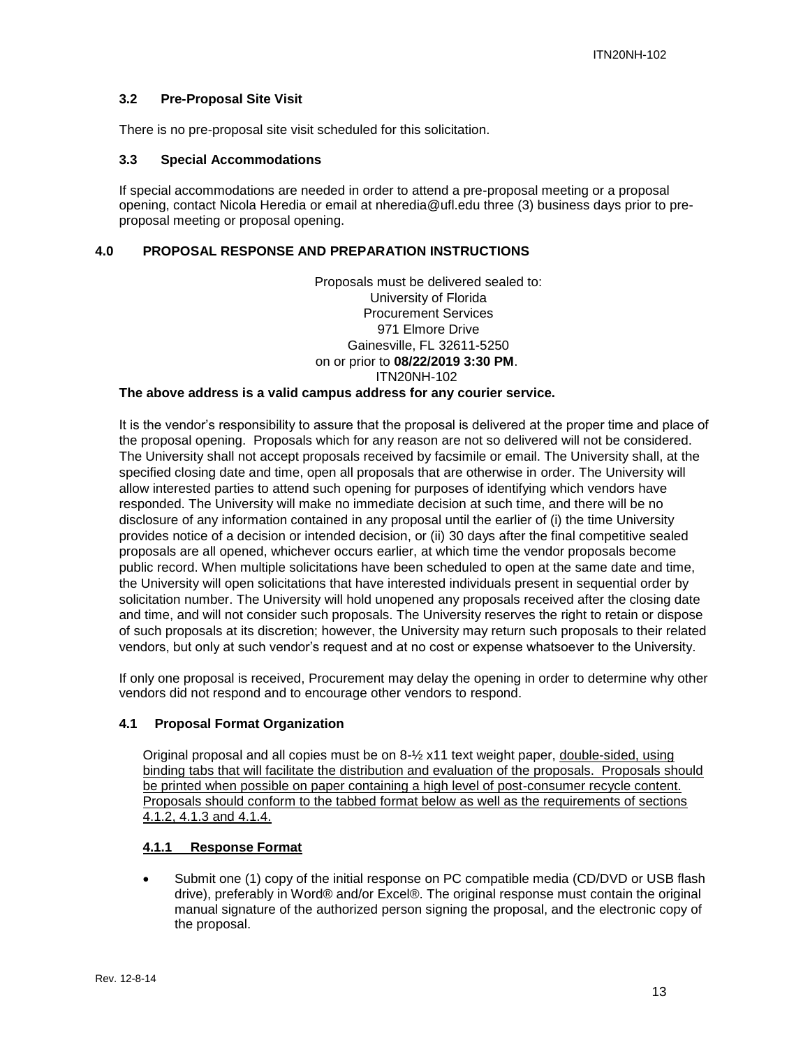### 3.2 Pre-Proposal Site Visit

There is no pre-proposal site visit scheduled for this solicitation.

### 3.3 Special Accommodations

If special accommodations are needed in order to attend a pre-proposal meeting or a proposal opening, contact Nicola Heredia or email at nheredia@ufl.edu three (3) business days prior to pre-proposal meeting or proposal opening.

## 4.0 PROPOSAL RESPONSE AND PREPARATION INSTRUCTIONS

Proposals must be delivered sealed to:
University of Florida
Procurement Services
971 Elmore Drive
Gainesville, FL 32611-5250
on or prior to **08/22/2019 3:30 PM**.
ITN20NH-102

**The above address is a valid campus address for any courier service.**

It is the vendor's responsibility to assure that the proposal is delivered at the proper time and place of the proposal opening. Proposals which for any reason are not so delivered will not be considered. The University shall not accept proposals received by facsimile or email. The University shall, at the specified closing date and time, open all proposals that are otherwise in order. The University will allow interested parties to attend such opening for purposes of identifying which vendors have responded. The University will make no immediate decision at such time, and there will be no disclosure of any information contained in any proposal until the earlier of (i) the time University provides notice of a decision or intended decision, or (ii) 30 days after the final competitive sealed proposals are all opened, whichever occurs earlier, at which time the vendor proposals become public record. When multiple solicitations have been scheduled to open at the same date and time, the University will open solicitations that have interested individuals present in sequential order by solicitation number. The University will hold unopened any proposals received after the closing date and time, and will not consider such proposals. The University reserves the right to retain or dispose of such proposals at its discretion; however, the University may return such proposals to their related vendors, but only at such vendor's request and at no cost or expense whatsoever to the University.

If only one proposal is received, Procurement may delay the opening in order to determine why other vendors did not respond and to encourage other vendors to respond.

### 4.1 Proposal Format Organization

Original proposal and all copies must be on 8-½ x11 text weight paper, double-sided, using binding tabs that will facilitate the distribution and evaluation of the proposals. Proposals should be printed when possible on paper containing a high level of post-consumer recycle content. Proposals should conform to the tabbed format below as well as the requirements of sections 4.1.2, 4.1.3 and 4.1.4.

#### 4.1.1 Response Format

- Submit one (1) copy of the initial response on PC compatible media (CD/DVD or USB flash drive), preferably in Word® and/or Excel®. The original response must contain the original manual signature of the authorized person signing the proposal, and the electronic copy of the proposal.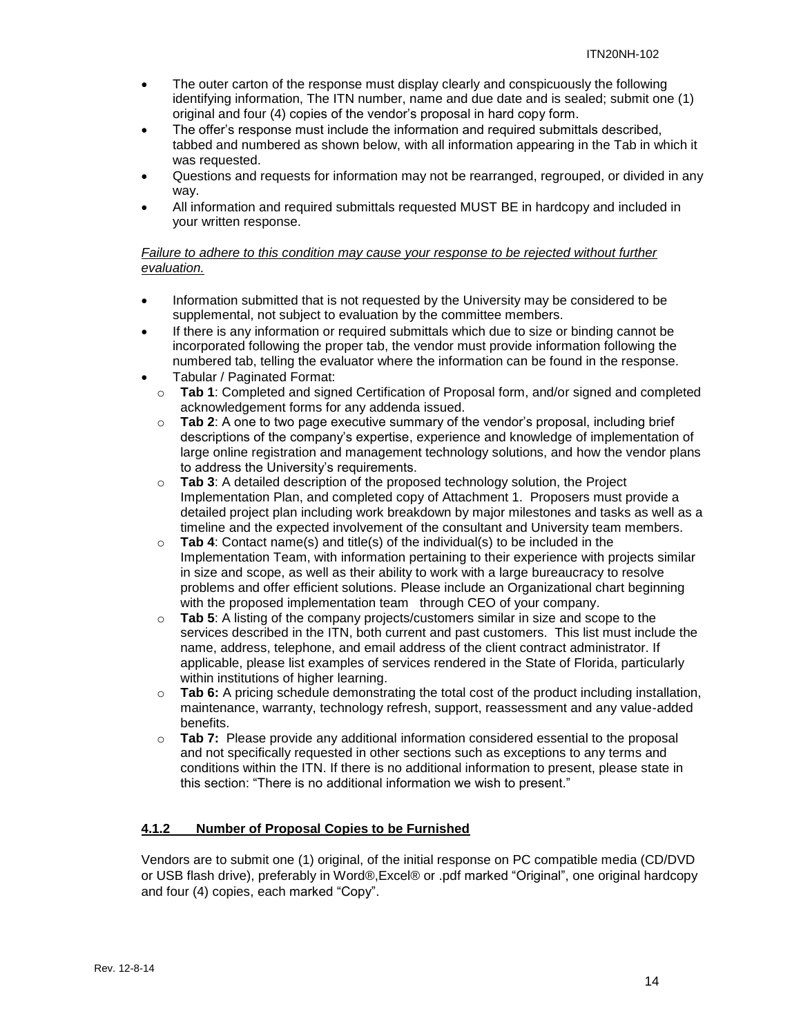- The outer carton of the response must display clearly and conspicuously the following identifying information, The ITN number, name and due date and is sealed; submit one (1) original and four (4) copies of the vendor's proposal in hard copy form.
- The offer's response must include the information and required submittals described, tabbed and numbered as shown below, with all information appearing in the Tab in which it was requested.
- Questions and requests for information may not be rearranged, regrouped, or divided in any way.
- All information and required submittals requested MUST BE in hardcopy and included in your written response.

*Failure to adhere to this condition may cause your response to be rejected without further evaluation.*

- Information submitted that is not requested by the University may be considered to be supplemental, not subject to evaluation by the committee members.
- If there is any information or required submittals which due to size or binding cannot be incorporated following the proper tab, the vendor must provide information following the numbered tab, telling the evaluator where the information can be found in the response.
- Tabular / Paginated Format:
  - **Tab 1**: Completed and signed Certification of Proposal form, and/or signed and completed acknowledgement forms for any addenda issued.
  - **Tab 2**: A one to two page executive summary of the vendor's proposal, including brief descriptions of the company's expertise, experience and knowledge of implementation of large online registration and management technology solutions, and how the vendor plans to address the University's requirements.
  - **Tab 3**: A detailed description of the proposed technology solution, the Project Implementation Plan, and completed copy of Attachment 1. Proposers must provide a detailed project plan including work breakdown by major milestones and tasks as well as a timeline and the expected involvement of the consultant and University team members.
  - **Tab 4**: Contact name(s) and title(s) of the individual(s) to be included in the Implementation Team, with information pertaining to their experience with projects similar in size and scope, as well as their ability to work with a large bureaucracy to resolve problems and offer efficient solutions. Please include an Organizational chart beginning with the proposed implementation team through CEO of your company.
  - **Tab 5**: A listing of the company projects/customers similar in size and scope to the services described in the ITN, both current and past customers. This list must include the name, address, telephone, and email address of the client contract administrator. If applicable, please list examples of services rendered in the State of Florida, particularly within institutions of higher learning.
  - **Tab 6:** A pricing schedule demonstrating the total cost of the product including installation, maintenance, warranty, technology refresh, support, reassessment and any value-added benefits.
  - **Tab 7:** Please provide any additional information considered essential to the proposal and not specifically requested in other sections such as exceptions to any terms and conditions within the ITN. If there is no additional information to present, please state in this section: "There is no additional information we wish to present."

#### **4.1.2 Number of Proposal Copies to be Furnished**

Vendors are to submit one (1) original, of the initial response on PC compatible media (CD/DVD or USB flash drive), preferably in Word®,Excel® or .pdf marked "Original", one original hardcopy and four (4) copies, each marked "Copy".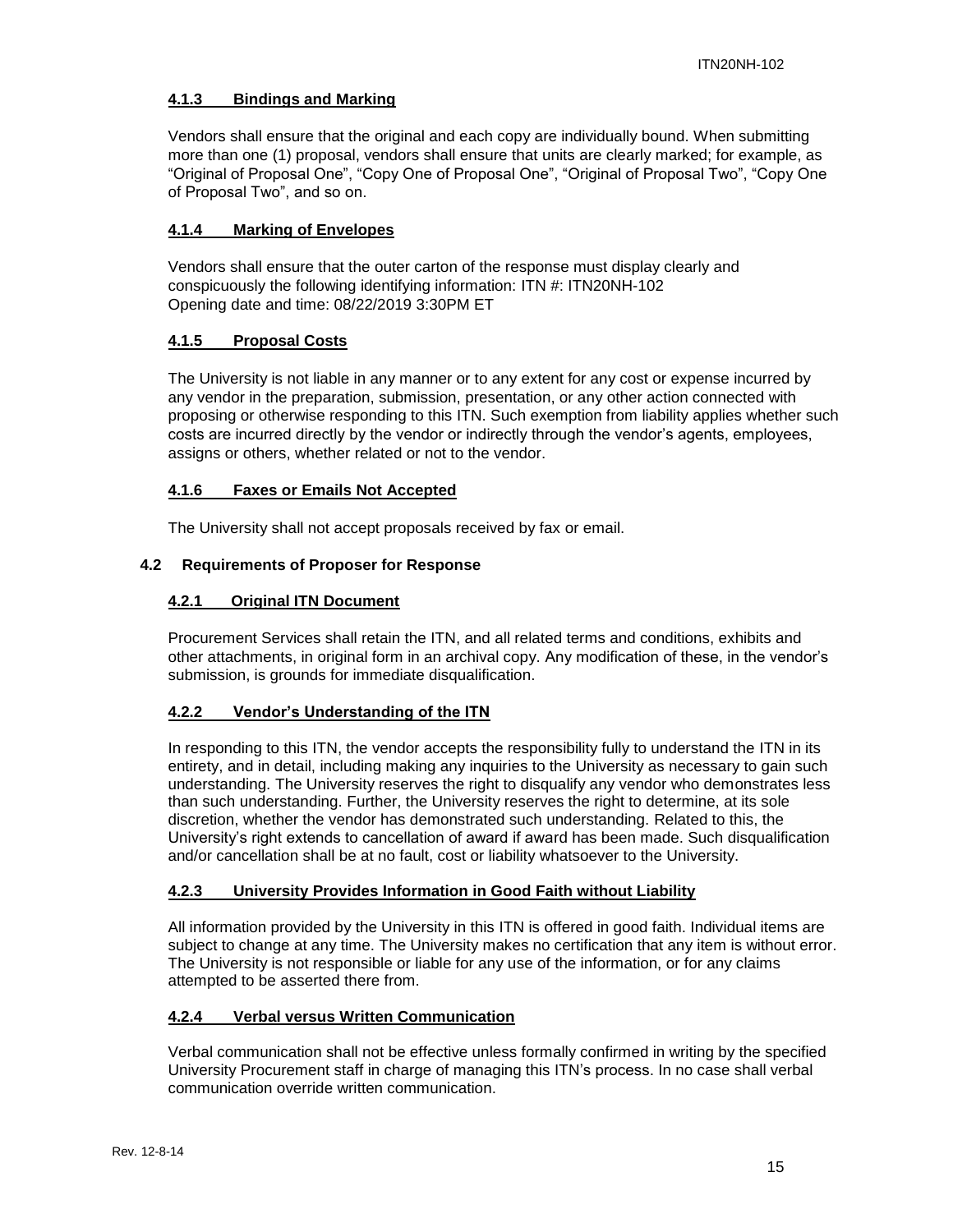#### 4.1.3 Bindings and Marking

Vendors shall ensure that the original and each copy are individually bound. When submitting more than one (1) proposal, vendors shall ensure that units are clearly marked; for example, as "Original of Proposal One", "Copy One of Proposal One", "Original of Proposal Two", "Copy One of Proposal Two", and so on.

#### 4.1.4 Marking of Envelopes

Vendors shall ensure that the outer carton of the response must display clearly and conspicuously the following identifying information: ITN #: ITN20NH-102
Opening date and time: 08/22/2019 3:30PM ET

#### 4.1.5 Proposal Costs

The University is not liable in any manner or to any extent for any cost or expense incurred by any vendor in the preparation, submission, presentation, or any other action connected with proposing or otherwise responding to this ITN. Such exemption from liability applies whether such costs are incurred directly by the vendor or indirectly through the vendor's agents, employees, assigns or others, whether related or not to the vendor.

#### 4.1.6 Faxes or Emails Not Accepted

The University shall not accept proposals received by fax or email.

### 4.2 Requirements of Proposer for Response

#### 4.2.1 Original ITN Document

Procurement Services shall retain the ITN, and all related terms and conditions, exhibits and other attachments, in original form in an archival copy. Any modification of these, in the vendor's submission, is grounds for immediate disqualification.

#### 4.2.2 Vendor's Understanding of the ITN

In responding to this ITN, the vendor accepts the responsibility fully to understand the ITN in its entirety, and in detail, including making any inquiries to the University as necessary to gain such understanding. The University reserves the right to disqualify any vendor who demonstrates less than such understanding. Further, the University reserves the right to determine, at its sole discretion, whether the vendor has demonstrated such understanding. Related to this, the University's right extends to cancellation of award if award has been made. Such disqualification and/or cancellation shall be at no fault, cost or liability whatsoever to the University.

#### 4.2.3 University Provides Information in Good Faith without Liability

All information provided by the University in this ITN is offered in good faith. Individual items are subject to change at any time. The University makes no certification that any item is without error. The University is not responsible or liable for any use of the information, or for any claims attempted to be asserted there from.

#### 4.2.4 Verbal versus Written Communication

Verbal communication shall not be effective unless formally confirmed in writing by the specified University Procurement staff in charge of managing this ITN's process. In no case shall verbal communication override written communication.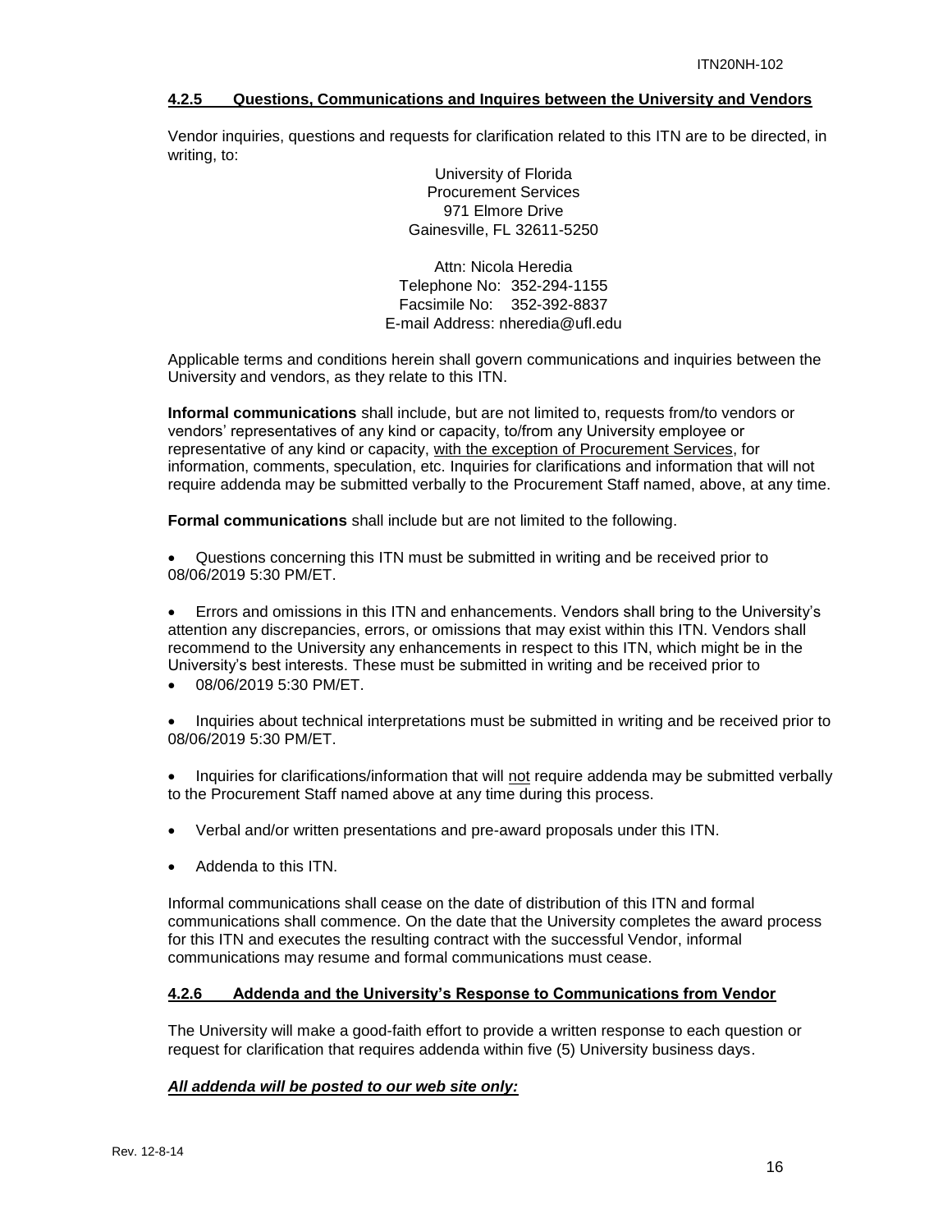#### 4.2.5 Questions, Communications and Inquires between the University and Vendors

Vendor inquiries, questions and requests for clarification related to this ITN are to be directed, in writing, to:

University of Florida
Procurement Services
971 Elmore Drive
Gainesville, FL 32611-5250

Attn: Nicola Heredia
Telephone No: 352-294-1155
Facsimile No: 352-392-8837
E-mail Address: nheredia@ufl.edu

Applicable terms and conditions herein shall govern communications and inquiries between the University and vendors, as they relate to this ITN.

**Informal communications** shall include, but are not limited to, requests from/to vendors or vendors' representatives of any kind or capacity, to/from any University employee or representative of any kind or capacity, with the exception of Procurement Services, for information, comments, speculation, etc. Inquiries for clarifications and information that will not require addenda may be submitted verbally to the Procurement Staff named, above, at any time.

**Formal communications** shall include but are not limited to the following.

- Questions concerning this ITN must be submitted in writing and be received prior to 08/06/2019 5:30 PM/ET.
- Errors and omissions in this ITN and enhancements. Vendors shall bring to the University's attention any discrepancies, errors, or omissions that may exist within this ITN. Vendors shall recommend to the University any enhancements in respect to this ITN, which might be in the University's best interests. These must be submitted in writing and be received prior to
- 08/06/2019 5:30 PM/ET.
- Inquiries about technical interpretations must be submitted in writing and be received prior to 08/06/2019 5:30 PM/ET.
- Inquiries for clarifications/information that will not require addenda may be submitted verbally to the Procurement Staff named above at any time during this process.
- Verbal and/or written presentations and pre-award proposals under this ITN.
- Addenda to this ITN.

Informal communications shall cease on the date of distribution of this ITN and formal communications shall commence. On the date that the University completes the award process for this ITN and executes the resulting contract with the successful Vendor, informal communications may resume and formal communications must cease.

#### 4.2.6 Addenda and the University's Response to Communications from Vendor

The University will make a good-faith effort to provide a written response to each question or request for clarification that requires addenda within five (5) University business days.

***All addenda will be posted to our web site only:***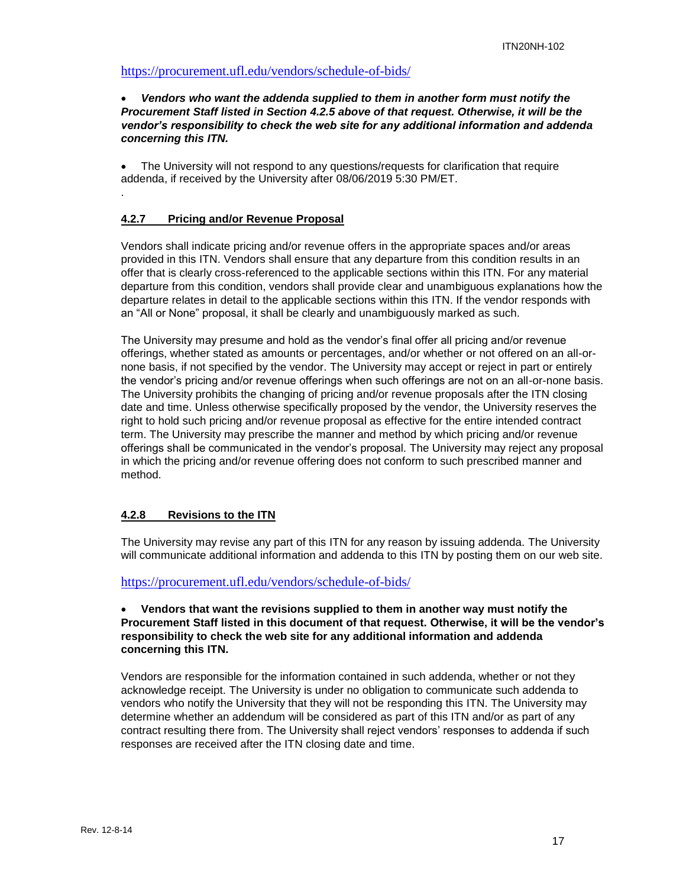https://procurement.ufl.edu/vendors/schedule-of-bids/

- ***Vendors who want the addenda supplied to them in another form must notify the Procurement Staff listed in Section 4.2.5 above of that request. Otherwise, it will be the vendor's responsibility to check the web site for any additional information and addenda concerning this ITN.***

- The University will not respond to any questions/requests for clarification that require addenda, if received by the University after 08/06/2019 5:30 PM/ET.

.

### 4.2.7 Pricing and/or Revenue Proposal

Vendors shall indicate pricing and/or revenue offers in the appropriate spaces and/or areas provided in this ITN. Vendors shall ensure that any departure from this condition results in an offer that is clearly cross-referenced to the applicable sections within this ITN. For any material departure from this condition, vendors shall provide clear and unambiguous explanations how the departure relates in detail to the applicable sections within this ITN. If the vendor responds with an "All or None" proposal, it shall be clearly and unambiguously marked as such.

The University may presume and hold as the vendor's final offer all pricing and/or revenue offerings, whether stated as amounts or percentages, and/or whether or not offered on an all-or-none basis, if not specified by the vendor. The University may accept or reject in part or entirely the vendor's pricing and/or revenue offerings when such offerings are not on an all-or-none basis. The University prohibits the changing of pricing and/or revenue proposals after the ITN closing date and time. Unless otherwise specifically proposed by the vendor, the University reserves the right to hold such pricing and/or revenue proposal as effective for the entire intended contract term. The University may prescribe the manner and method by which pricing and/or revenue offerings shall be communicated in the vendor's proposal. The University may reject any proposal in which the pricing and/or revenue offering does not conform to such prescribed manner and method.

### 4.2.8 Revisions to the ITN

The University may revise any part of this ITN for any reason by issuing addenda. The University will communicate additional information and addenda to this ITN by posting them on our web site.

https://procurement.ufl.edu/vendors/schedule-of-bids/

- **Vendors that want the revisions supplied to them in another way must notify the Procurement Staff listed in this document of that request. Otherwise, it will be the vendor's responsibility to check the web site for any additional information and addenda concerning this ITN.**

Vendors are responsible for the information contained in such addenda, whether or not they acknowledge receipt. The University is under no obligation to communicate such addenda to vendors who notify the University that they will not be responding this ITN. The University may determine whether an addendum will be considered as part of this ITN and/or as part of any contract resulting there from. The University shall reject vendors' responses to addenda if such responses are received after the ITN closing date and time.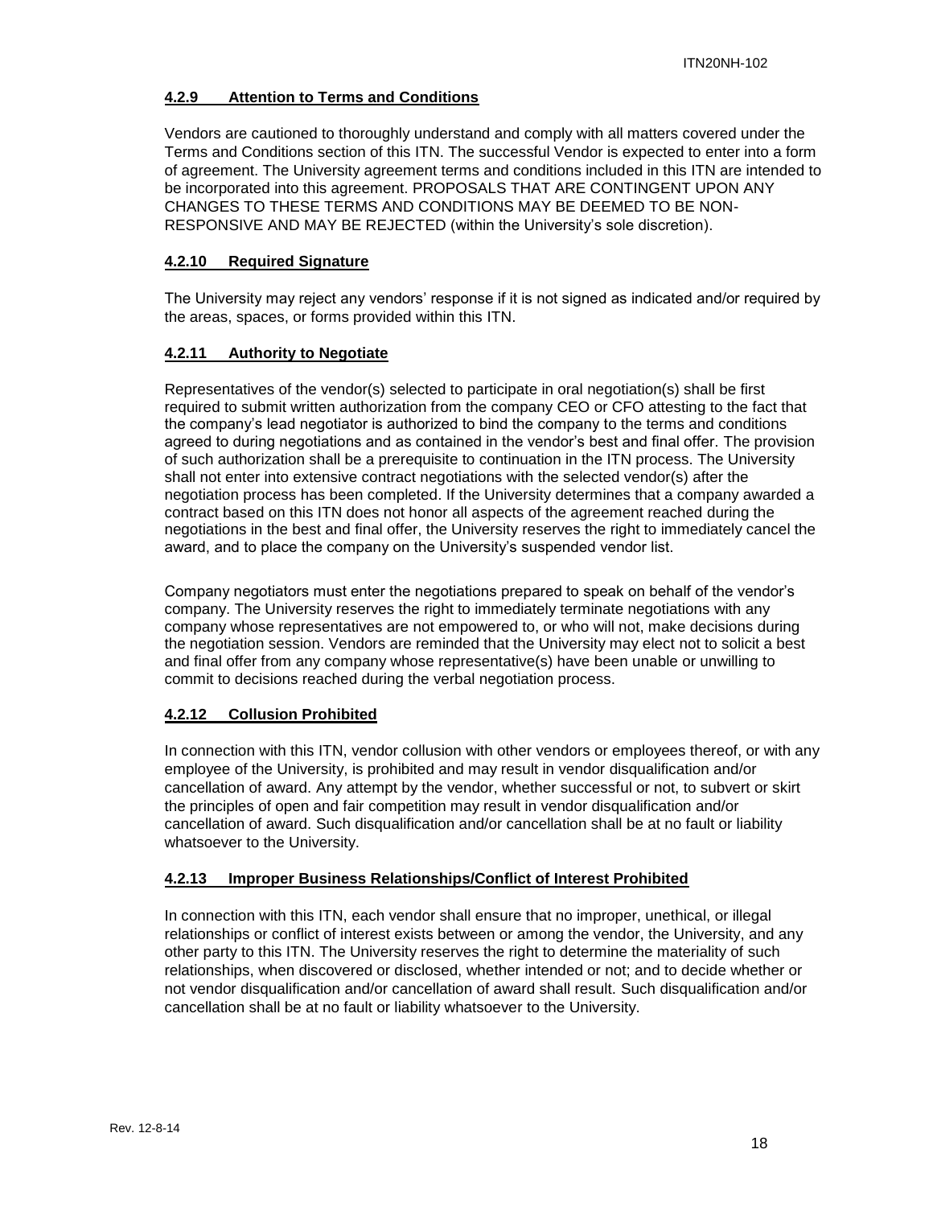#### 4.2.9 Attention to Terms and Conditions

Vendors are cautioned to thoroughly understand and comply with all matters covered under the Terms and Conditions section of this ITN. The successful Vendor is expected to enter into a form of agreement. The University agreement terms and conditions included in this ITN are intended to be incorporated into this agreement. PROPOSALS THAT ARE CONTINGENT UPON ANY CHANGES TO THESE TERMS AND CONDITIONS MAY BE DEEMED TO BE NON-RESPONSIVE AND MAY BE REJECTED (within the University's sole discretion).

#### 4.2.10 Required Signature

The University may reject any vendors' response if it is not signed as indicated and/or required by the areas, spaces, or forms provided within this ITN.

#### 4.2.11 Authority to Negotiate

Representatives of the vendor(s) selected to participate in oral negotiation(s) shall be first required to submit written authorization from the company CEO or CFO attesting to the fact that the company's lead negotiator is authorized to bind the company to the terms and conditions agreed to during negotiations and as contained in the vendor's best and final offer. The provision of such authorization shall be a prerequisite to continuation in the ITN process. The University shall not enter into extensive contract negotiations with the selected vendor(s) after the negotiation process has been completed. If the University determines that a company awarded a contract based on this ITN does not honor all aspects of the agreement reached during the negotiations in the best and final offer, the University reserves the right to immediately cancel the award, and to place the company on the University's suspended vendor list.

Company negotiators must enter the negotiations prepared to speak on behalf of the vendor's company. The University reserves the right to immediately terminate negotiations with any company whose representatives are not empowered to, or who will not, make decisions during the negotiation session. Vendors are reminded that the University may elect not to solicit a best and final offer from any company whose representative(s) have been unable or unwilling to commit to decisions reached during the verbal negotiation process.

#### 4.2.12 Collusion Prohibited

In connection with this ITN, vendor collusion with other vendors or employees thereof, or with any employee of the University, is prohibited and may result in vendor disqualification and/or cancellation of award. Any attempt by the vendor, whether successful or not, to subvert or skirt the principles of open and fair competition may result in vendor disqualification and/or cancellation of award. Such disqualification and/or cancellation shall be at no fault or liability whatsoever to the University.

#### 4.2.13 Improper Business Relationships/Conflict of Interest Prohibited

In connection with this ITN, each vendor shall ensure that no improper, unethical, or illegal relationships or conflict of interest exists between or among the vendor, the University, and any other party to this ITN. The University reserves the right to determine the materiality of such relationships, when discovered or disclosed, whether intended or not; and to decide whether or not vendor disqualification and/or cancellation of award shall result. Such disqualification and/or cancellation shall be at no fault or liability whatsoever to the University.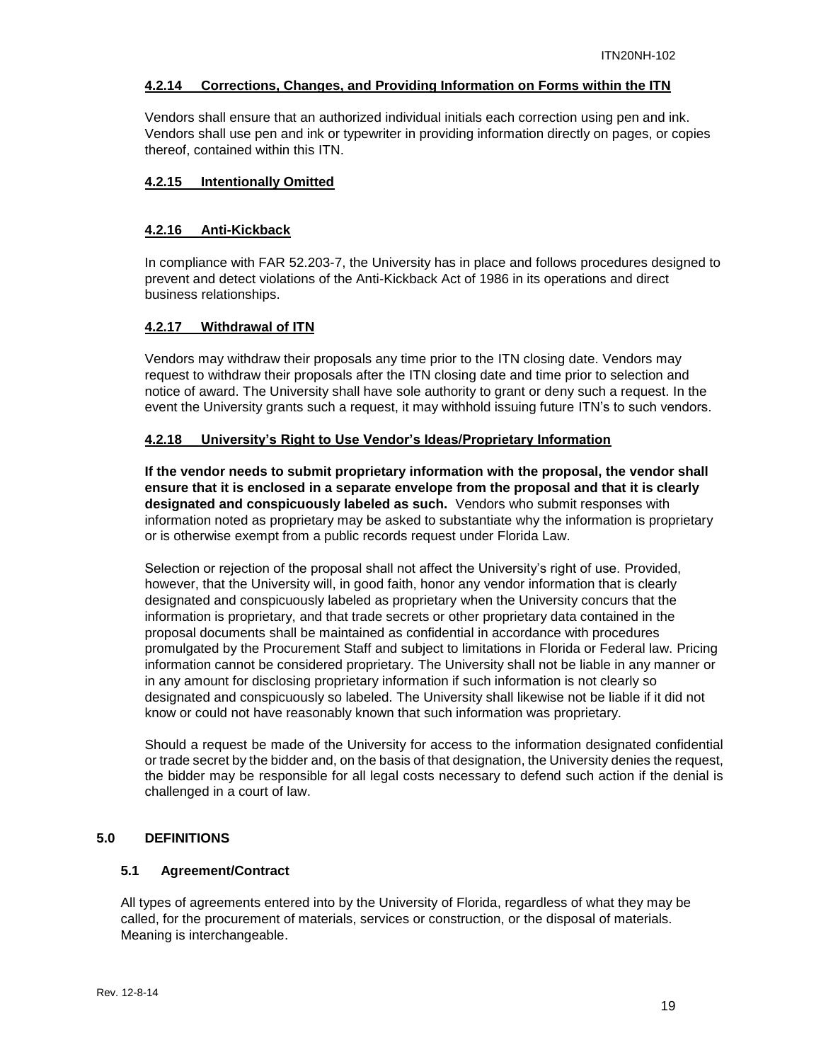#### 4.2.14 Corrections, Changes, and Providing Information on Forms within the ITN

Vendors shall ensure that an authorized individual initials each correction using pen and ink. Vendors shall use pen and ink or typewriter in providing information directly on pages, or copies thereof, contained within this ITN.

#### 4.2.15 Intentionally Omitted

#### 4.2.16 Anti-Kickback

In compliance with FAR 52.203-7, the University has in place and follows procedures designed to prevent and detect violations of the Anti-Kickback Act of 1986 in its operations and direct business relationships.

#### 4.2.17 Withdrawal of ITN

Vendors may withdraw their proposals any time prior to the ITN closing date. Vendors may request to withdraw their proposals after the ITN closing date and time prior to selection and notice of award. The University shall have sole authority to grant or deny such a request. In the event the University grants such a request, it may withhold issuing future ITN's to such vendors.

#### 4.2.18 University's Right to Use Vendor's Ideas/Proprietary Information

**If the vendor needs to submit proprietary information with the proposal, the vendor shall ensure that it is enclosed in a separate envelope from the proposal and that it is clearly designated and conspicuously labeled as such.** Vendors who submit responses with information noted as proprietary may be asked to substantiate why the information is proprietary or is otherwise exempt from a public records request under Florida Law.

Selection or rejection of the proposal shall not affect the University's right of use. Provided, however, that the University will, in good faith, honor any vendor information that is clearly designated and conspicuously labeled as proprietary when the University concurs that the information is proprietary, and that trade secrets or other proprietary data contained in the proposal documents shall be maintained as confidential in accordance with procedures promulgated by the Procurement Staff and subject to limitations in Florida or Federal law. Pricing information cannot be considered proprietary. The University shall not be liable in any manner or in any amount for disclosing proprietary information if such information is not clearly so designated and conspicuously so labeled. The University shall likewise not be liable if it did not know or could not have reasonably known that such information was proprietary.

Should a request be made of the University for access to the information designated confidential or trade secret by the bidder and, on the basis of that designation, the University denies the request, the bidder may be responsible for all legal costs necessary to defend such action if the denial is challenged in a court of law.

## 5.0 DEFINITIONS

### 5.1 Agreement/Contract

All types of agreements entered into by the University of Florida, regardless of what they may be called, for the procurement of materials, services or construction, or the disposal of materials. Meaning is interchangeable.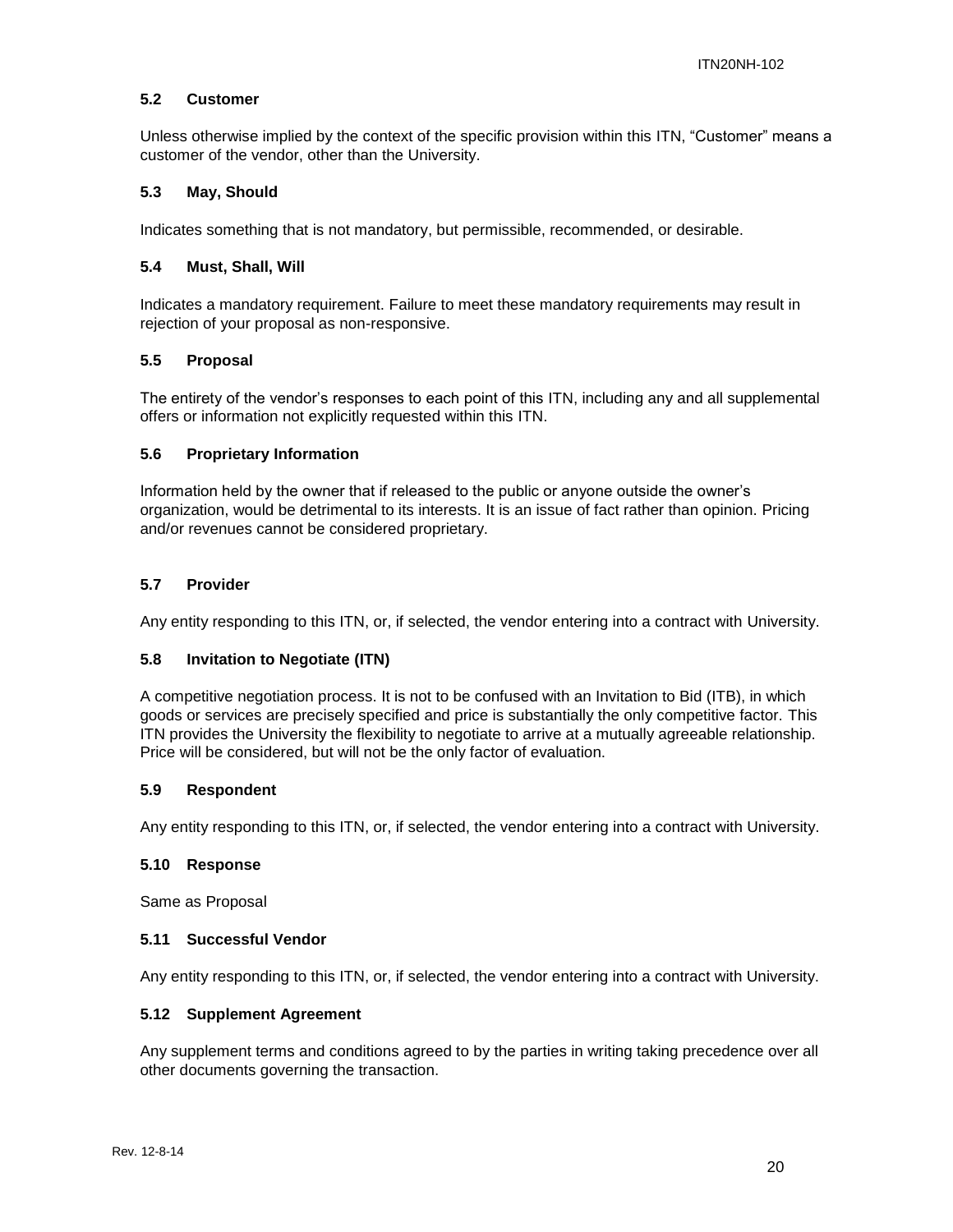### 5.2 Customer

Unless otherwise implied by the context of the specific provision within this ITN, "Customer" means a customer of the vendor, other than the University.

### 5.3 May, Should

Indicates something that is not mandatory, but permissible, recommended, or desirable.

### 5.4 Must, Shall, Will

Indicates a mandatory requirement. Failure to meet these mandatory requirements may result in rejection of your proposal as non-responsive.

### 5.5 Proposal

The entirety of the vendor's responses to each point of this ITN, including any and all supplemental offers or information not explicitly requested within this ITN.

### 5.6 Proprietary Information

Information held by the owner that if released to the public or anyone outside the owner's organization, would be detrimental to its interests. It is an issue of fact rather than opinion. Pricing and/or revenues cannot be considered proprietary.

### 5.7 Provider

Any entity responding to this ITN, or, if selected, the vendor entering into a contract with University.

### 5.8 Invitation to Negotiate (ITN)

A competitive negotiation process. It is not to be confused with an Invitation to Bid (ITB), in which goods or services are precisely specified and price is substantially the only competitive factor. This ITN provides the University the flexibility to negotiate to arrive at a mutually agreeable relationship. Price will be considered, but will not be the only factor of evaluation.

### 5.9 Respondent

Any entity responding to this ITN, or, if selected, the vendor entering into a contract with University.

### 5.10 Response

Same as Proposal

### 5.11 Successful Vendor

Any entity responding to this ITN, or, if selected, the vendor entering into a contract with University.

### 5.12 Supplement Agreement

Any supplement terms and conditions agreed to by the parties in writing taking precedence over all other documents governing the transaction.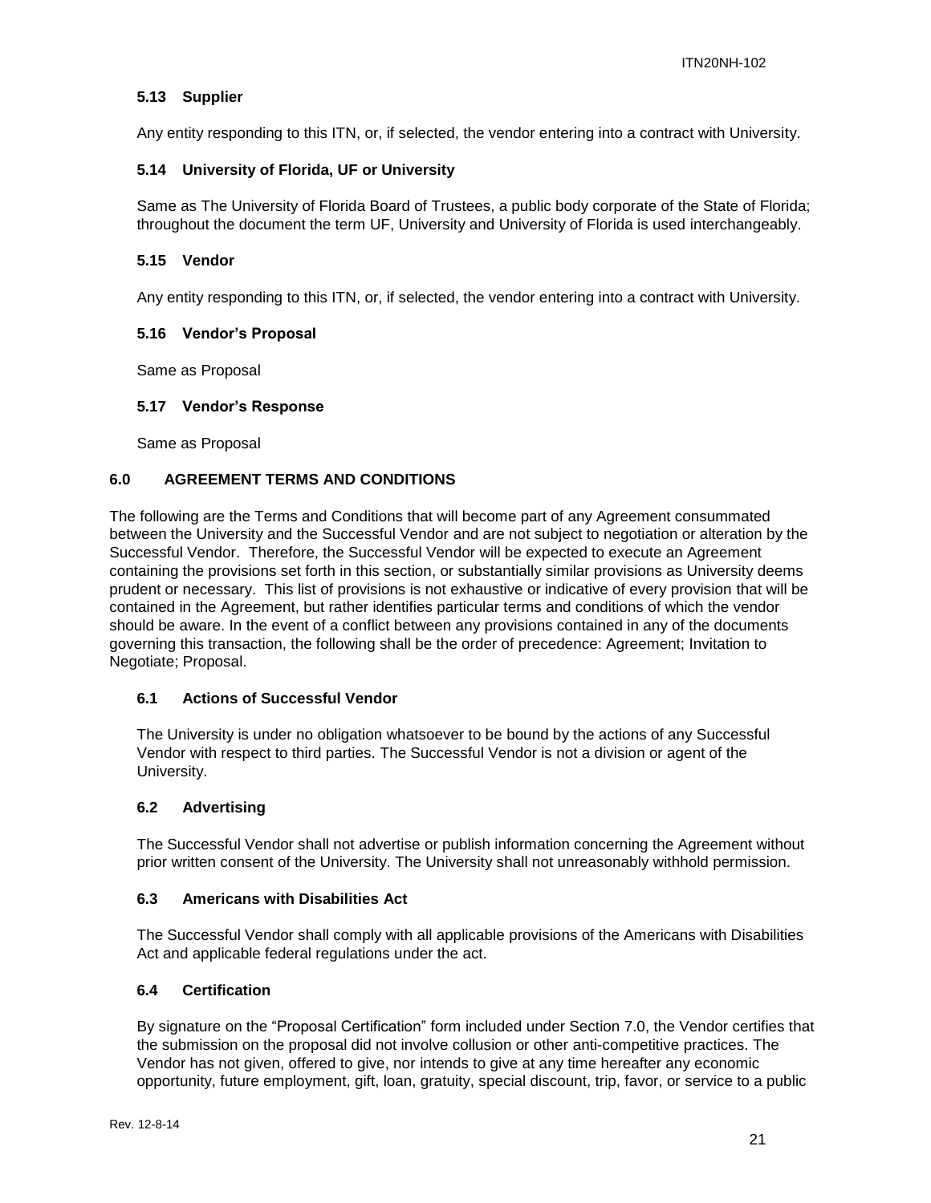### 5.13 Supplier

Any entity responding to this ITN, or, if selected, the vendor entering into a contract with University.

### 5.14 University of Florida, UF or University

Same as The University of Florida Board of Trustees, a public body corporate of the State of Florida; throughout the document the term UF, University and University of Florida is used interchangeably.

### 5.15 Vendor

Any entity responding to this ITN, or, if selected, the vendor entering into a contract with University.

### 5.16 Vendor's Proposal

Same as Proposal

### 5.17 Vendor's Response

Same as Proposal

## 6.0 AGREEMENT TERMS AND CONDITIONS

The following are the Terms and Conditions that will become part of any Agreement consummated between the University and the Successful Vendor and are not subject to negotiation or alteration by the Successful Vendor. Therefore, the Successful Vendor will be expected to execute an Agreement containing the provisions set forth in this section, or substantially similar provisions as University deems prudent or necessary. This list of provisions is not exhaustive or indicative of every provision that will be contained in the Agreement, but rather identifies particular terms and conditions of which the vendor should be aware. In the event of a conflict between any provisions contained in any of the documents governing this transaction, the following shall be the order of precedence: Agreement; Invitation to Negotiate; Proposal.

### 6.1 Actions of Successful Vendor

The University is under no obligation whatsoever to be bound by the actions of any Successful Vendor with respect to third parties. The Successful Vendor is not a division or agent of the University.

### 6.2 Advertising

The Successful Vendor shall not advertise or publish information concerning the Agreement without prior written consent of the University. The University shall not unreasonably withhold permission.

### 6.3 Americans with Disabilities Act

The Successful Vendor shall comply with all applicable provisions of the Americans with Disabilities Act and applicable federal regulations under the act.

### 6.4 Certification

By signature on the "Proposal Certification" form included under Section 7.0, the Vendor certifies that the submission on the proposal did not involve collusion or other anti-competitive practices. The Vendor has not given, offered to give, nor intends to give at any time hereafter any economic opportunity, future employment, gift, loan, gratuity, special discount, trip, favor, or service to a public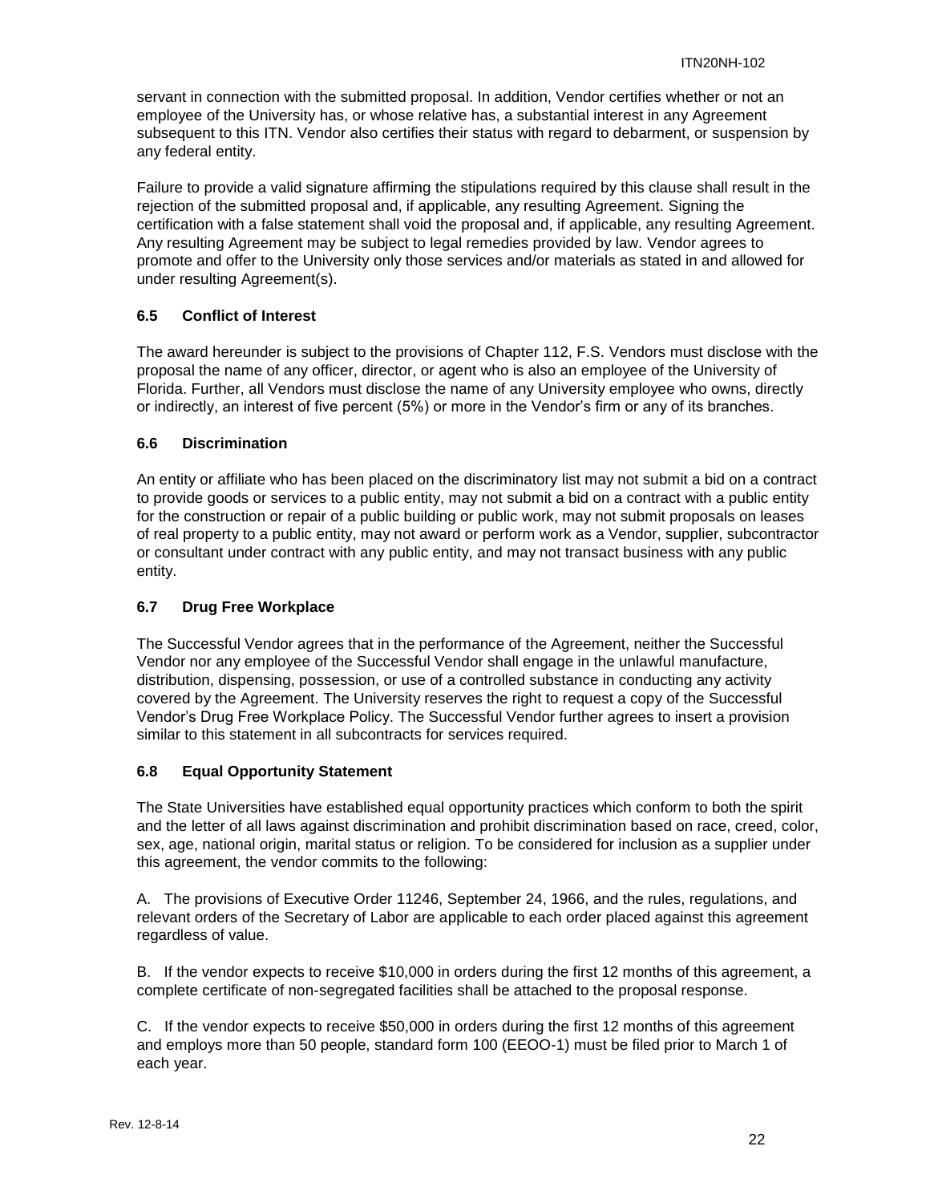servant in connection with the submitted proposal. In addition, Vendor certifies whether or not an employee of the University has, or whose relative has, a substantial interest in any Agreement subsequent to this ITN. Vendor also certifies their status with regard to debarment, or suspension by any federal entity.

Failure to provide a valid signature affirming the stipulations required by this clause shall result in the rejection of the submitted proposal and, if applicable, any resulting Agreement. Signing the certification with a false statement shall void the proposal and, if applicable, any resulting Agreement. Any resulting Agreement may be subject to legal remedies provided by law. Vendor agrees to promote and offer to the University only those services and/or materials as stated in and allowed for under resulting Agreement(s).

### 6.5 Conflict of Interest

The award hereunder is subject to the provisions of Chapter 112, F.S. Vendors must disclose with the proposal the name of any officer, director, or agent who is also an employee of the University of Florida. Further, all Vendors must disclose the name of any University employee who owns, directly or indirectly, an interest of five percent (5%) or more in the Vendor's firm or any of its branches.

### 6.6 Discrimination

An entity or affiliate who has been placed on the discriminatory list may not submit a bid on a contract to provide goods or services to a public entity, may not submit a bid on a contract with a public entity for the construction or repair of a public building or public work, may not submit proposals on leases of real property to a public entity, may not award or perform work as a Vendor, supplier, subcontractor or consultant under contract with any public entity, and may not transact business with any public entity.

### 6.7 Drug Free Workplace

The Successful Vendor agrees that in the performance of the Agreement, neither the Successful Vendor nor any employee of the Successful Vendor shall engage in the unlawful manufacture, distribution, dispensing, possession, or use of a controlled substance in conducting any activity covered by the Agreement. The University reserves the right to request a copy of the Successful Vendor's Drug Free Workplace Policy. The Successful Vendor further agrees to insert a provision similar to this statement in all subcontracts for services required.

### 6.8 Equal Opportunity Statement

The State Universities have established equal opportunity practices which conform to both the spirit and the letter of all laws against discrimination and prohibit discrimination based on race, creed, color, sex, age, national origin, marital status or religion. To be considered for inclusion as a supplier under this agreement, the vendor commits to the following:

A. The provisions of Executive Order 11246, September 24, 1966, and the rules, regulations, and relevant orders of the Secretary of Labor are applicable to each order placed against this agreement regardless of value.

B. If the vendor expects to receive $10,000 in orders during the first 12 months of this agreement, a complete certificate of non-segregated facilities shall be attached to the proposal response.

C. If the vendor expects to receive $50,000 in orders during the first 12 months of this agreement and employs more than 50 people, standard form 100 (EEOO-1) must be filed prior to March 1 of each year.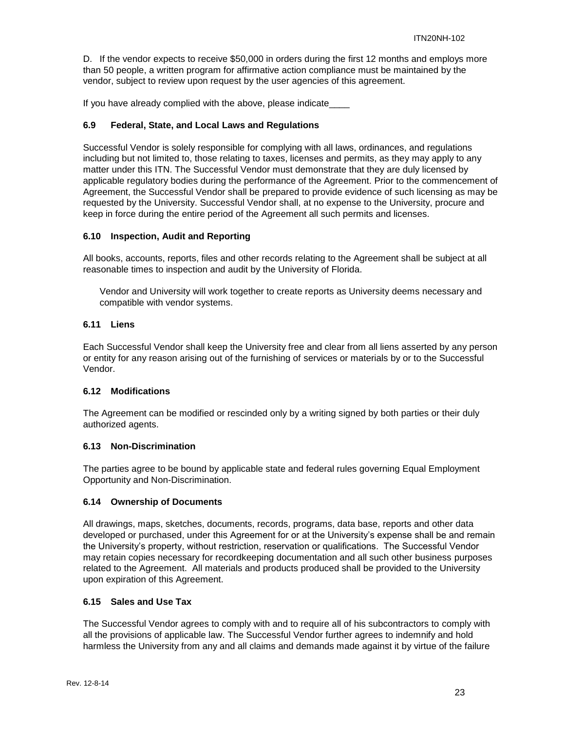D. If the vendor expects to receive $50,000 in orders during the first 12 months and employs more than 50 people, a written program for affirmative action compliance must be maintained by the vendor, subject to review upon request by the user agencies of this agreement.

If you have already complied with the above, please indicate____

### 6.9 Federal, State, and Local Laws and Regulations

Successful Vendor is solely responsible for complying with all laws, ordinances, and regulations including but not limited to, those relating to taxes, licenses and permits, as they may apply to any matter under this ITN. The Successful Vendor must demonstrate that they are duly licensed by applicable regulatory bodies during the performance of the Agreement. Prior to the commencement of Agreement, the Successful Vendor shall be prepared to provide evidence of such licensing as may be requested by the University. Successful Vendor shall, at no expense to the University, procure and keep in force during the entire period of the Agreement all such permits and licenses.

### 6.10 Inspection, Audit and Reporting

All books, accounts, reports, files and other records relating to the Agreement shall be subject at all reasonable times to inspection and audit by the University of Florida.

Vendor and University will work together to create reports as University deems necessary and compatible with vendor systems.

### 6.11 Liens

Each Successful Vendor shall keep the University free and clear from all liens asserted by any person or entity for any reason arising out of the furnishing of services or materials by or to the Successful Vendor.

### 6.12 Modifications

The Agreement can be modified or rescinded only by a writing signed by both parties or their duly authorized agents.

### 6.13 Non-Discrimination

The parties agree to be bound by applicable state and federal rules governing Equal Employment Opportunity and Non-Discrimination.

### 6.14 Ownership of Documents

All drawings, maps, sketches, documents, records, programs, data base, reports and other data developed or purchased, under this Agreement for or at the University's expense shall be and remain the University's property, without restriction, reservation or qualifications. The Successful Vendor may retain copies necessary for recordkeeping documentation and all such other business purposes related to the Agreement. All materials and products produced shall be provided to the University upon expiration of this Agreement.

### 6.15 Sales and Use Tax

The Successful Vendor agrees to comply with and to require all of his subcontractors to comply with all the provisions of applicable law. The Successful Vendor further agrees to indemnify and hold harmless the University from any and all claims and demands made against it by virtue of the failure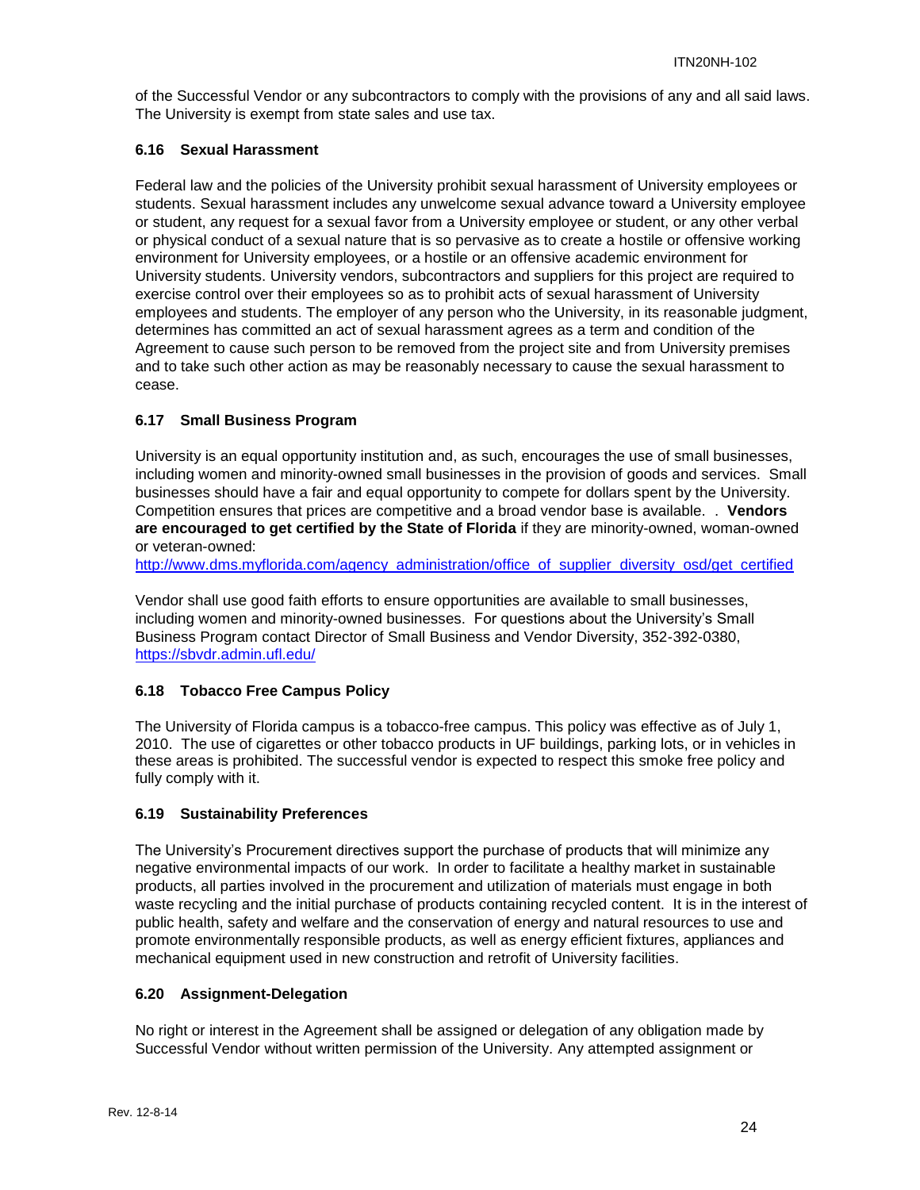of the Successful Vendor or any subcontractors to comply with the provisions of any and all said laws. The University is exempt from state sales and use tax.

### 6.16 Sexual Harassment

Federal law and the policies of the University prohibit sexual harassment of University employees or students. Sexual harassment includes any unwelcome sexual advance toward a University employee or student, any request for a sexual favor from a University employee or student, or any other verbal or physical conduct of a sexual nature that is so pervasive as to create a hostile or offensive working environment for University employees, or a hostile or an offensive academic environment for University students. University vendors, subcontractors and suppliers for this project are required to exercise control over their employees so as to prohibit acts of sexual harassment of University employees and students. The employer of any person who the University, in its reasonable judgment, determines has committed an act of sexual harassment agrees as a term and condition of the Agreement to cause such person to be removed from the project site and from University premises and to take such other action as may be reasonably necessary to cause the sexual harassment to cease.

### 6.17 Small Business Program

University is an equal opportunity institution and, as such, encourages the use of small businesses, including women and minority-owned small businesses in the provision of goods and services. Small businesses should have a fair and equal opportunity to compete for dollars spent by the University. Competition ensures that prices are competitive and a broad vendor base is available. . **Vendors are encouraged to get certified by the State of Florida** if they are minority-owned, woman-owned or veteran-owned:
http://www.dms.myflorida.com/agency_administration/office_of_supplier_diversity_osd/get_certified

Vendor shall use good faith efforts to ensure opportunities are available to small businesses, including women and minority-owned businesses. For questions about the University's Small Business Program contact Director of Small Business and Vendor Diversity, 352-392-0380, https://sbvdr.admin.ufl.edu/

### 6.18 Tobacco Free Campus Policy

The University of Florida campus is a tobacco-free campus. This policy was effective as of July 1, 2010. The use of cigarettes or other tobacco products in UF buildings, parking lots, or in vehicles in these areas is prohibited. The successful vendor is expected to respect this smoke free policy and fully comply with it.

### 6.19 Sustainability Preferences

The University's Procurement directives support the purchase of products that will minimize any negative environmental impacts of our work. In order to facilitate a healthy market in sustainable products, all parties involved in the procurement and utilization of materials must engage in both waste recycling and the initial purchase of products containing recycled content. It is in the interest of public health, safety and welfare and the conservation of energy and natural resources to use and promote environmentally responsible products, as well as energy efficient fixtures, appliances and mechanical equipment used in new construction and retrofit of University facilities.

### 6.20 Assignment-Delegation

No right or interest in the Agreement shall be assigned or delegation of any obligation made by Successful Vendor without written permission of the University. Any attempted assignment or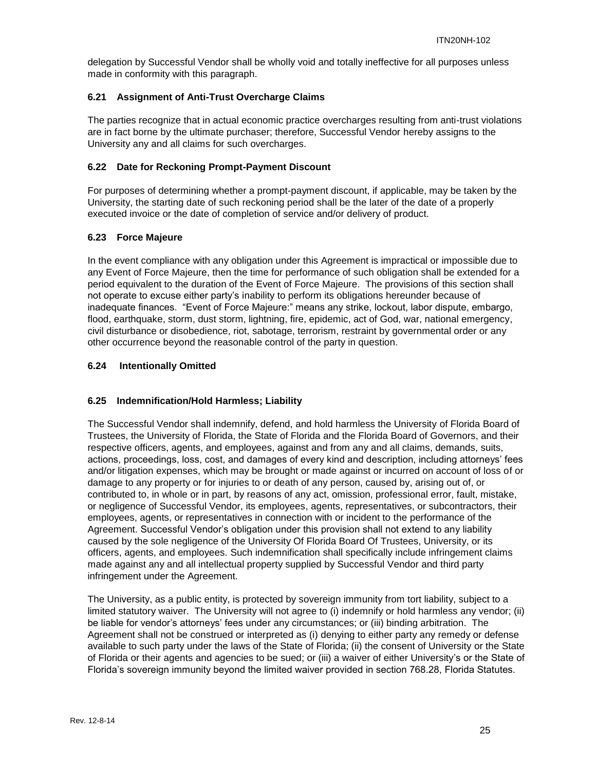delegation by Successful Vendor shall be wholly void and totally ineffective for all purposes unless made in conformity with this paragraph.

### 6.21 Assignment of Anti-Trust Overcharge Claims

The parties recognize that in actual economic practice overcharges resulting from anti-trust violations are in fact borne by the ultimate purchaser; therefore, Successful Vendor hereby assigns to the University any and all claims for such overcharges.

### 6.22 Date for Reckoning Prompt-Payment Discount

For purposes of determining whether a prompt-payment discount, if applicable, may be taken by the University, the starting date of such reckoning period shall be the later of the date of a properly executed invoice or the date of completion of service and/or delivery of product.

### 6.23 Force Majeure

In the event compliance with any obligation under this Agreement is impractical or impossible due to any Event of Force Majeure, then the time for performance of such obligation shall be extended for a period equivalent to the duration of the Event of Force Majeure. The provisions of this section shall not operate to excuse either party's inability to perform its obligations hereunder because of inadequate finances. "Event of Force Majeure:" means any strike, lockout, labor dispute, embargo, flood, earthquake, storm, dust storm, lightning, fire, epidemic, act of God, war, national emergency, civil disturbance or disobedience, riot, sabotage, terrorism, restraint by governmental order or any other occurrence beyond the reasonable control of the party in question.

### 6.24 Intentionally Omitted

### 6.25 Indemnification/Hold Harmless; Liability

The Successful Vendor shall indemnify, defend, and hold harmless the University of Florida Board of Trustees, the University of Florida, the State of Florida and the Florida Board of Governors, and their respective officers, agents, and employees, against and from any and all claims, demands, suits, actions, proceedings, loss, cost, and damages of every kind and description, including attorneys' fees and/or litigation expenses, which may be brought or made against or incurred on account of loss of or damage to any property or for injuries to or death of any person, caused by, arising out of, or contributed to, in whole or in part, by reasons of any act, omission, professional error, fault, mistake, or negligence of Successful Vendor, its employees, agents, representatives, or subcontractors, their employees, agents, or representatives in connection with or incident to the performance of the Agreement. Successful Vendor's obligation under this provision shall not extend to any liability caused by the sole negligence of the University Of Florida Board Of Trustees, University, or its officers, agents, and employees. Such indemnification shall specifically include infringement claims made against any and all intellectual property supplied by Successful Vendor and third party infringement under the Agreement.

The University, as a public entity, is protected by sovereign immunity from tort liability, subject to a limited statutory waiver. The University will not agree to (i) indemnify or hold harmless any vendor; (ii) be liable for vendor's attorneys' fees under any circumstances; or (iii) binding arbitration. The Agreement shall not be construed or interpreted as (i) denying to either party any remedy or defense available to such party under the laws of the State of Florida; (ii) the consent of University or the State of Florida or their agents and agencies to be sued; or (iii) a waiver of either University's or the State of Florida's sovereign immunity beyond the limited waiver provided in section 768.28, Florida Statutes.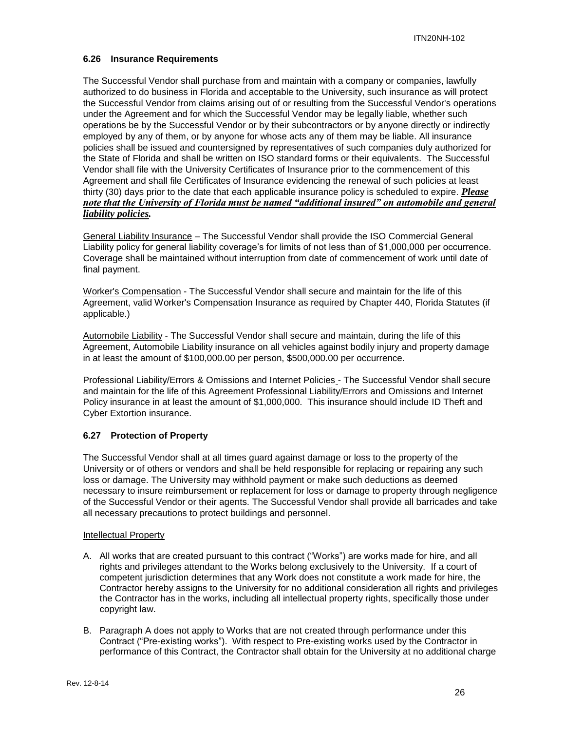### 6.26 Insurance Requirements

The Successful Vendor shall purchase from and maintain with a company or companies, lawfully authorized to do business in Florida and acceptable to the University, such insurance as will protect the Successful Vendor from claims arising out of or resulting from the Successful Vendor's operations under the Agreement and for which the Successful Vendor may be legally liable, whether such operations be by the Successful Vendor or by their subcontractors or by anyone directly or indirectly employed by any of them, or by anyone for whose acts any of them may be liable. All insurance policies shall be issued and countersigned by representatives of such companies duly authorized for the State of Florida and shall be written on ISO standard forms or their equivalents. The Successful Vendor shall file with the University Certificates of Insurance prior to the commencement of this Agreement and shall file Certificates of Insurance evidencing the renewal of such policies at least thirty (30) days prior to the date that each applicable insurance policy is scheduled to expire. ***Please note that the University of Florida must be named "additional insured" on automobile and general liability policies.***

General Liability Insurance – The Successful Vendor shall provide the ISO Commercial General Liability policy for general liability coverage's for limits of not less than of $1,000,000 per occurrence. Coverage shall be maintained without interruption from date of commencement of work until date of final payment.

Worker's Compensation - The Successful Vendor shall secure and maintain for the life of this Agreement, valid Worker's Compensation Insurance as required by Chapter 440, Florida Statutes (if applicable.)

Automobile Liability - The Successful Vendor shall secure and maintain, during the life of this Agreement, Automobile Liability insurance on all vehicles against bodily injury and property damage in at least the amount of $100,000.00 per person, $500,000.00 per occurrence.

Professional Liability/Errors & Omissions and Internet Policies - The Successful Vendor shall secure and maintain for the life of this Agreement Professional Liability/Errors and Omissions and Internet Policy insurance in at least the amount of $1,000,000. This insurance should include ID Theft and Cyber Extortion insurance.

### 6.27 Protection of Property

The Successful Vendor shall at all times guard against damage or loss to the property of the University or of others or vendors and shall be held responsible for replacing or repairing any such loss or damage. The University may withhold payment or make such deductions as deemed necessary to insure reimbursement or replacement for loss or damage to property through negligence of the Successful Vendor or their agents. The Successful Vendor shall provide all barricades and take all necessary precautions to protect buildings and personnel.

Intellectual Property

A. All works that are created pursuant to this contract ("Works") are works made for hire, and all rights and privileges attendant to the Works belong exclusively to the University. If a court of competent jurisdiction determines that any Work does not constitute a work made for hire, the Contractor hereby assigns to the University for no additional consideration all rights and privileges the Contractor has in the works, including all intellectual property rights, specifically those under copyright law.

B. Paragraph A does not apply to Works that are not created through performance under this Contract ("Pre-existing works"). With respect to Pre-existing works used by the Contractor in performance of this Contract, the Contractor shall obtain for the University at no additional charge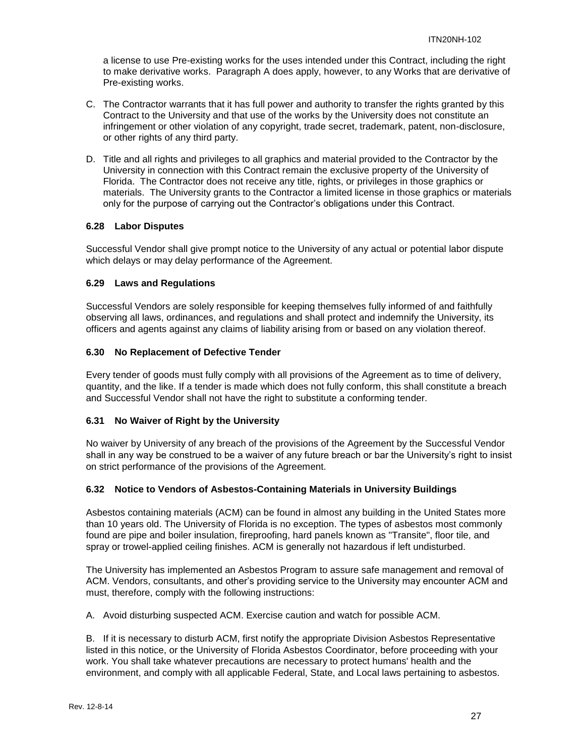a license to use Pre-existing works for the uses intended under this Contract, including the right to make derivative works. Paragraph A does apply, however, to any Works that are derivative of Pre-existing works.

C. The Contractor warrants that it has full power and authority to transfer the rights granted by this Contract to the University and that use of the works by the University does not constitute an infringement or other violation of any copyright, trade secret, trademark, patent, non-disclosure, or other rights of any third party.

D. Title and all rights and privileges to all graphics and material provided to the Contractor by the University in connection with this Contract remain the exclusive property of the University of Florida. The Contractor does not receive any title, rights, or privileges in those graphics or materials. The University grants to the Contractor a limited license in those graphics or materials only for the purpose of carrying out the Contractor's obligations under this Contract.

### 6.28 Labor Disputes

Successful Vendor shall give prompt notice to the University of any actual or potential labor dispute which delays or may delay performance of the Agreement.

### 6.29 Laws and Regulations

Successful Vendors are solely responsible for keeping themselves fully informed of and faithfully observing all laws, ordinances, and regulations and shall protect and indemnify the University, its officers and agents against any claims of liability arising from or based on any violation thereof.

### 6.30 No Replacement of Defective Tender

Every tender of goods must fully comply with all provisions of the Agreement as to time of delivery, quantity, and the like. If a tender is made which does not fully conform, this shall constitute a breach and Successful Vendor shall not have the right to substitute a conforming tender.

### 6.31 No Waiver of Right by the University

No waiver by University of any breach of the provisions of the Agreement by the Successful Vendor shall in any way be construed to be a waiver of any future breach or bar the University's right to insist on strict performance of the provisions of the Agreement.

### 6.32 Notice to Vendors of Asbestos-Containing Materials in University Buildings

Asbestos containing materials (ACM) can be found in almost any building in the United States more than 10 years old. The University of Florida is no exception. The types of asbestos most commonly found are pipe and boiler insulation, fireproofing, hard panels known as "Transite", floor tile, and spray or trowel-applied ceiling finishes. ACM is generally not hazardous if left undisturbed.

The University has implemented an Asbestos Program to assure safe management and removal of ACM. Vendors, consultants, and other's providing service to the University may encounter ACM and must, therefore, comply with the following instructions:

A. Avoid disturbing suspected ACM. Exercise caution and watch for possible ACM.

B. If it is necessary to disturb ACM, first notify the appropriate Division Asbestos Representative listed in this notice, or the University of Florida Asbestos Coordinator, before proceeding with your work. You shall take whatever precautions are necessary to protect humans' health and the environment, and comply with all applicable Federal, State, and Local laws pertaining to asbestos.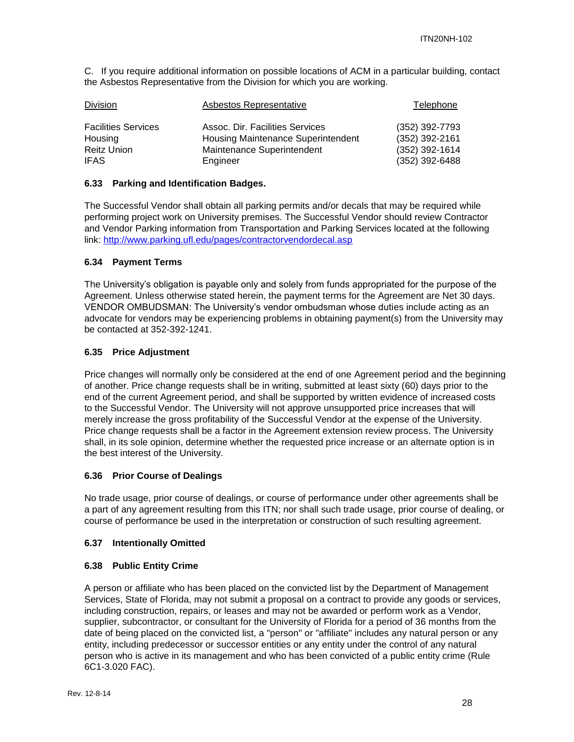C. If you require additional information on possible locations of ACM in a particular building, contact the Asbestos Representative from the Division for which you are working.

| Division | Asbestos Representative | Telephone |
|---|---|---|
| Facilities Services | Assoc. Dir. Facilities Services | (352) 392-7793 |
| Housing | Housing Maintenance Superintendent | (352) 392-2161 |
| Reitz Union | Maintenance Superintendent | (352) 392-1614 |
| IFAS | Engineer | (352) 392-6488 |

### 6.33 Parking and Identification Badges.

The Successful Vendor shall obtain all parking permits and/or decals that may be required while performing project work on University premises. The Successful Vendor should review Contractor and Vendor Parking information from Transportation and Parking Services located at the following link: [http://www.parking.ufl.edu/pages/contractorvendordecal.asp](http://www.parking.ufl.edu/pages/contractorvendordecal.asp)

### 6.34 Payment Terms

The University's obligation is payable only and solely from funds appropriated for the purpose of the Agreement. Unless otherwise stated herein, the payment terms for the Agreement are Net 30 days. VENDOR OMBUDSMAN: The University's vendor ombudsman whose duties include acting as an advocate for vendors may be experiencing problems in obtaining payment(s) from the University may be contacted at 352-392-1241.

### 6.35 Price Adjustment

Price changes will normally only be considered at the end of one Agreement period and the beginning of another. Price change requests shall be in writing, submitted at least sixty (60) days prior to the end of the current Agreement period, and shall be supported by written evidence of increased costs to the Successful Vendor. The University will not approve unsupported price increases that will merely increase the gross profitability of the Successful Vendor at the expense of the University. Price change requests shall be a factor in the Agreement extension review process. The University shall, in its sole opinion, determine whether the requested price increase or an alternate option is in the best interest of the University.

### 6.36 Prior Course of Dealings

No trade usage, prior course of dealings, or course of performance under other agreements shall be a part of any agreement resulting from this ITN; nor shall such trade usage, prior course of dealing, or course of performance be used in the interpretation or construction of such resulting agreement.

### 6.37 Intentionally Omitted

### 6.38 Public Entity Crime

A person or affiliate who has been placed on the convicted list by the Department of Management Services, State of Florida, may not submit a proposal on a contract to provide any goods or services, including construction, repairs, or leases and may not be awarded or perform work as a Vendor, supplier, subcontractor, or consultant for the University of Florida for a period of 36 months from the date of being placed on the convicted list, a "person" or "affiliate" includes any natural person or any entity, including predecessor or successor entities or any entity under the control of any natural person who is active in its management and who has been convicted of a public entity crime (Rule 6C1-3.020 FAC).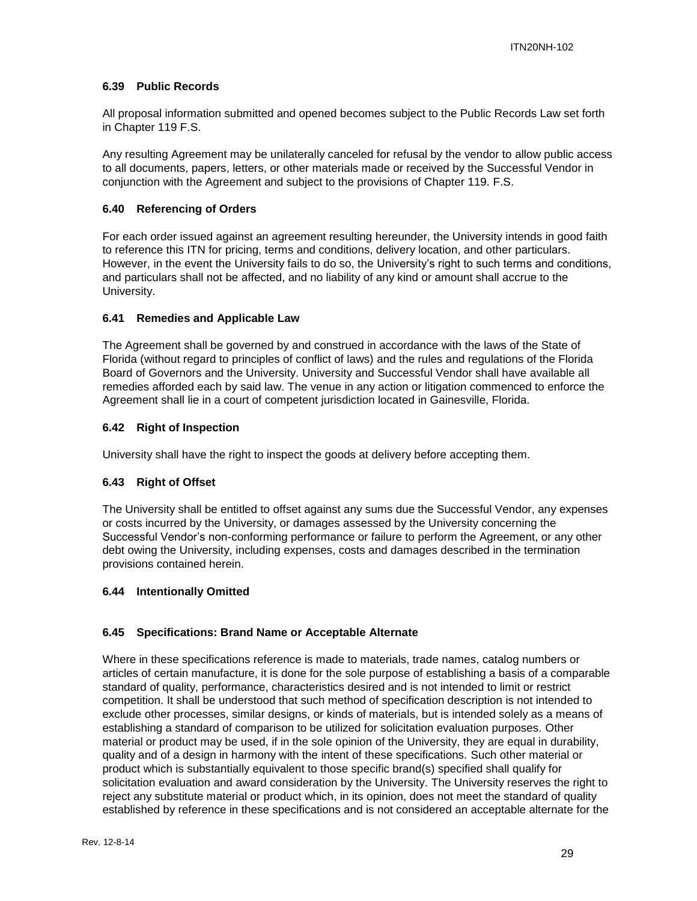### 6.39 Public Records

All proposal information submitted and opened becomes subject to the Public Records Law set forth in Chapter 119 F.S.

Any resulting Agreement may be unilaterally canceled for refusal by the vendor to allow public access to all documents, papers, letters, or other materials made or received by the Successful Vendor in conjunction with the Agreement and subject to the provisions of Chapter 119. F.S.

### 6.40 Referencing of Orders

For each order issued against an agreement resulting hereunder, the University intends in good faith to reference this ITN for pricing, terms and conditions, delivery location, and other particulars. However, in the event the University fails to do so, the University's right to such terms and conditions, and particulars shall not be affected, and no liability of any kind or amount shall accrue to the University.

### 6.41 Remedies and Applicable Law

The Agreement shall be governed by and construed in accordance with the laws of the State of Florida (without regard to principles of conflict of laws) and the rules and regulations of the Florida Board of Governors and the University. University and Successful Vendor shall have available all remedies afforded each by said law. The venue in any action or litigation commenced to enforce the Agreement shall lie in a court of competent jurisdiction located in Gainesville, Florida.

### 6.42 Right of Inspection

University shall have the right to inspect the goods at delivery before accepting them.

### 6.43 Right of Offset

The University shall be entitled to offset against any sums due the Successful Vendor, any expenses or costs incurred by the University, or damages assessed by the University concerning the Successful Vendor's non-conforming performance or failure to perform the Agreement, or any other debt owing the University, including expenses, costs and damages described in the termination provisions contained herein.

### 6.44 Intentionally Omitted

### 6.45 Specifications: Brand Name or Acceptable Alternate

Where in these specifications reference is made to materials, trade names, catalog numbers or articles of certain manufacture, it is done for the sole purpose of establishing a basis of a comparable standard of quality, performance, characteristics desired and is not intended to limit or restrict competition. It shall be understood that such method of specification description is not intended to exclude other processes, similar designs, or kinds of materials, but is intended solely as a means of establishing a standard of comparison to be utilized for solicitation evaluation purposes. Other material or product may be used, if in the sole opinion of the University, they are equal in durability, quality and of a design in harmony with the intent of these specifications. Such other material or product which is substantially equivalent to those specific brand(s) specified shall qualify for solicitation evaluation and award consideration by the University. The University reserves the right to reject any substitute material or product which, in its opinion, does not meet the standard of quality established by reference in these specifications and is not considered an acceptable alternate for the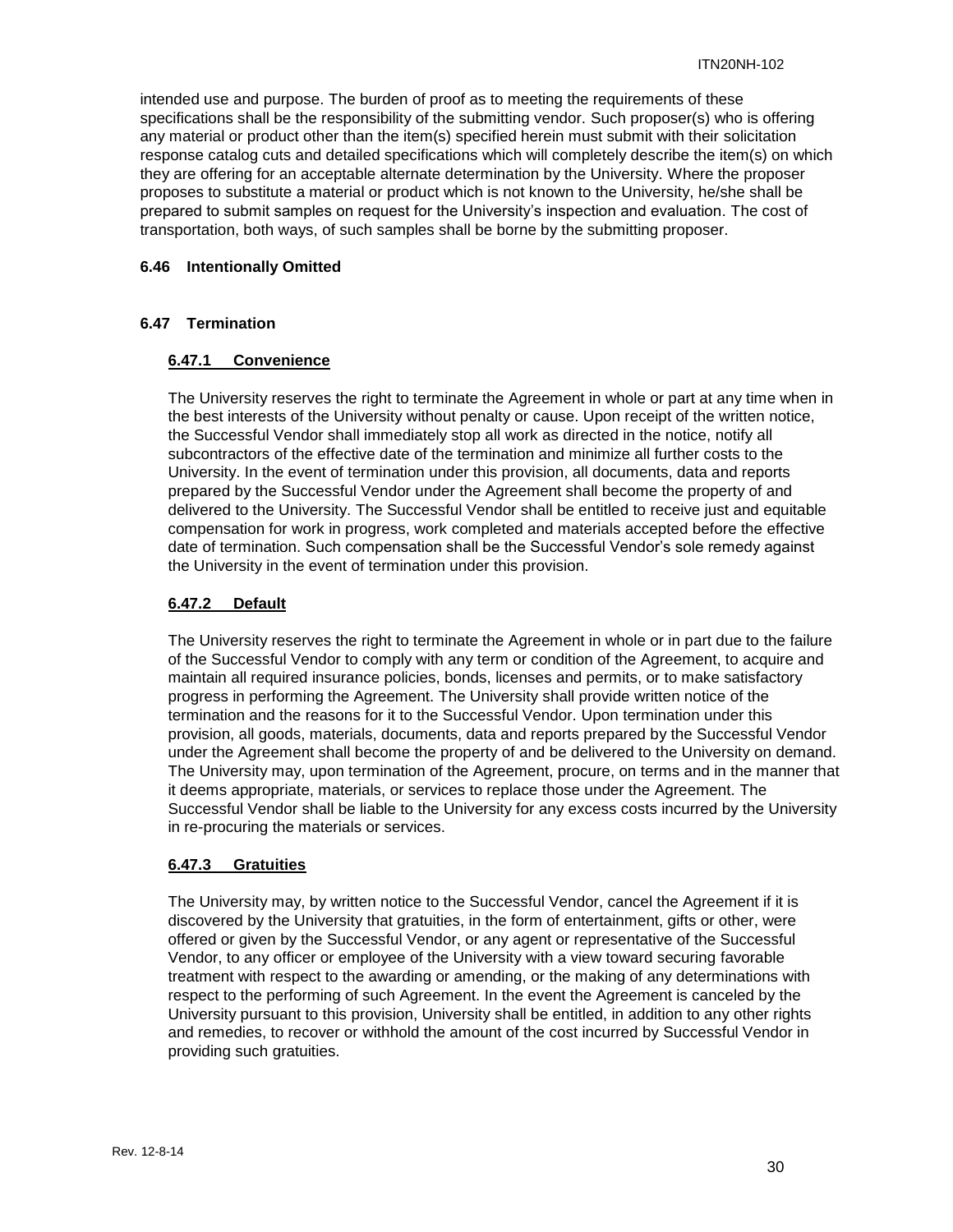intended use and purpose. The burden of proof as to meeting the requirements of these specifications shall be the responsibility of the submitting vendor. Such proposer(s) who is offering any material or product other than the item(s) specified herein must submit with their solicitation response catalog cuts and detailed specifications which will completely describe the item(s) on which they are offering for an acceptable alternate determination by the University. Where the proposer proposes to substitute a material or product which is not known to the University, he/she shall be prepared to submit samples on request for the University's inspection and evaluation. The cost of transportation, both ways, of such samples shall be borne by the submitting proposer.

### 6.46 Intentionally Omitted

### 6.47 Termination

#### 6.47.1 Convenience

The University reserves the right to terminate the Agreement in whole or part at any time when in the best interests of the University without penalty or cause. Upon receipt of the written notice, the Successful Vendor shall immediately stop all work as directed in the notice, notify all subcontractors of the effective date of the termination and minimize all further costs to the University. In the event of termination under this provision, all documents, data and reports prepared by the Successful Vendor under the Agreement shall become the property of and delivered to the University. The Successful Vendor shall be entitled to receive just and equitable compensation for work in progress, work completed and materials accepted before the effective date of termination. Such compensation shall be the Successful Vendor's sole remedy against the University in the event of termination under this provision.

#### 6.47.2 Default

The University reserves the right to terminate the Agreement in whole or in part due to the failure of the Successful Vendor to comply with any term or condition of the Agreement, to acquire and maintain all required insurance policies, bonds, licenses and permits, or to make satisfactory progress in performing the Agreement. The University shall provide written notice of the termination and the reasons for it to the Successful Vendor. Upon termination under this provision, all goods, materials, documents, data and reports prepared by the Successful Vendor under the Agreement shall become the property of and be delivered to the University on demand. The University may, upon termination of the Agreement, procure, on terms and in the manner that it deems appropriate, materials, or services to replace those under the Agreement. The Successful Vendor shall be liable to the University for any excess costs incurred by the University in re-procuring the materials or services.

#### 6.47.3 Gratuities

The University may, by written notice to the Successful Vendor, cancel the Agreement if it is discovered by the University that gratuities, in the form of entertainment, gifts or other, were offered or given by the Successful Vendor, or any agent or representative of the Successful Vendor, to any officer or employee of the University with a view toward securing favorable treatment with respect to the awarding or amending, or the making of any determinations with respect to the performing of such Agreement. In the event the Agreement is canceled by the University pursuant to this provision, University shall be entitled, in addition to any other rights and remedies, to recover or withhold the amount of the cost incurred by Successful Vendor in providing such gratuities.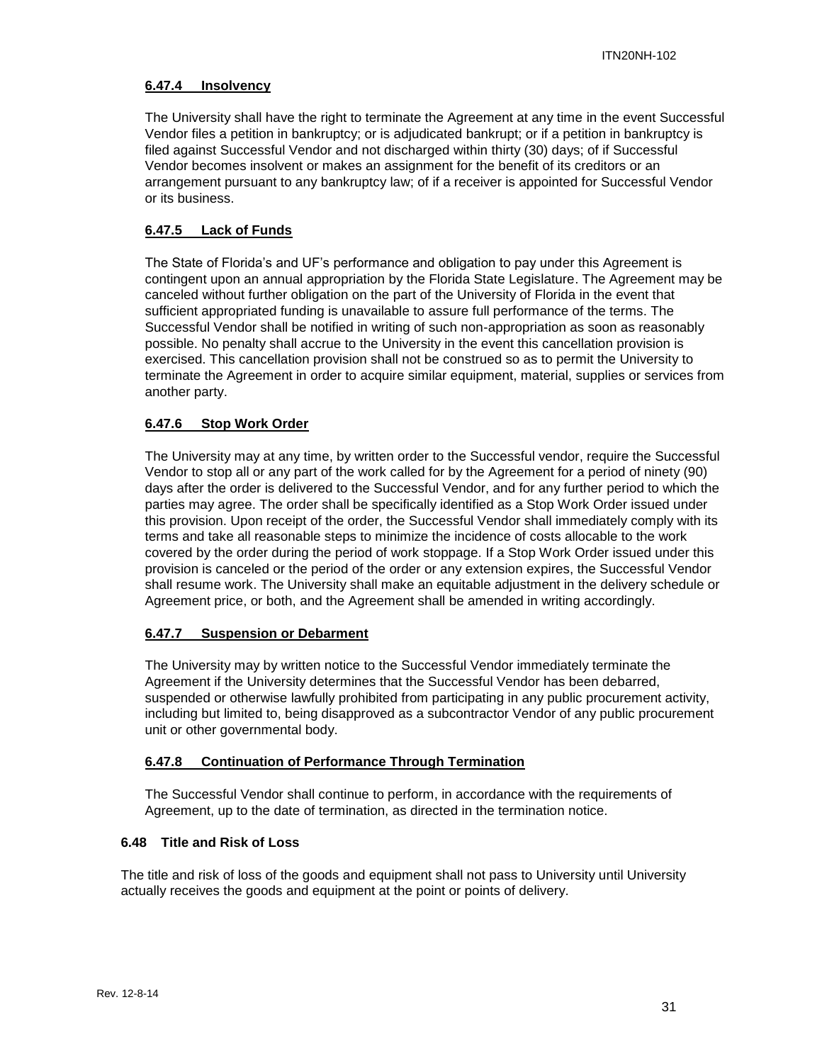#### 6.47.4 Insolvency

The University shall have the right to terminate the Agreement at any time in the event Successful Vendor files a petition in bankruptcy; or is adjudicated bankrupt; or if a petition in bankruptcy is filed against Successful Vendor and not discharged within thirty (30) days; of if Successful Vendor becomes insolvent or makes an assignment for the benefit of its creditors or an arrangement pursuant to any bankruptcy law; of if a receiver is appointed for Successful Vendor or its business.

#### 6.47.5 Lack of Funds

The State of Florida's and UF's performance and obligation to pay under this Agreement is contingent upon an annual appropriation by the Florida State Legislature. The Agreement may be canceled without further obligation on the part of the University of Florida in the event that sufficient appropriated funding is unavailable to assure full performance of the terms. The Successful Vendor shall be notified in writing of such non-appropriation as soon as reasonably possible. No penalty shall accrue to the University in the event this cancellation provision is exercised. This cancellation provision shall not be construed so as to permit the University to terminate the Agreement in order to acquire similar equipment, material, supplies or services from another party.

#### 6.47.6 Stop Work Order

The University may at any time, by written order to the Successful vendor, require the Successful Vendor to stop all or any part of the work called for by the Agreement for a period of ninety (90) days after the order is delivered to the Successful Vendor, and for any further period to which the parties may agree. The order shall be specifically identified as a Stop Work Order issued under this provision. Upon receipt of the order, the Successful Vendor shall immediately comply with its terms and take all reasonable steps to minimize the incidence of costs allocable to the work covered by the order during the period of work stoppage. If a Stop Work Order issued under this provision is canceled or the period of the order or any extension expires, the Successful Vendor shall resume work. The University shall make an equitable adjustment in the delivery schedule or Agreement price, or both, and the Agreement shall be amended in writing accordingly.

#### 6.47.7 Suspension or Debarment

The University may by written notice to the Successful Vendor immediately terminate the Agreement if the University determines that the Successful Vendor has been debarred, suspended or otherwise lawfully prohibited from participating in any public procurement activity, including but limited to, being disapproved as a subcontractor Vendor of any public procurement unit or other governmental body.

#### 6.47.8 Continuation of Performance Through Termination

The Successful Vendor shall continue to perform, in accordance with the requirements of Agreement, up to the date of termination, as directed in the termination notice.

### 6.48 Title and Risk of Loss

The title and risk of loss of the goods and equipment shall not pass to University until University actually receives the goods and equipment at the point or points of delivery.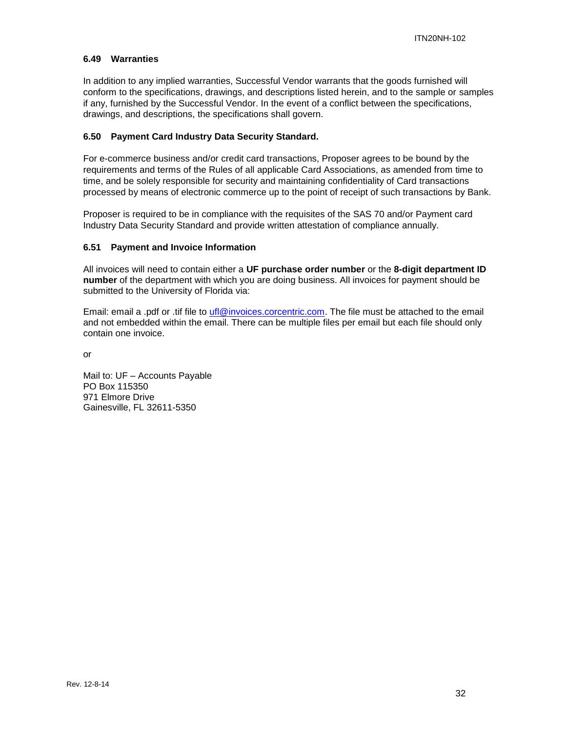### 6.49 Warranties

In addition to any implied warranties, Successful Vendor warrants that the goods furnished will conform to the specifications, drawings, and descriptions listed herein, and to the sample or samples if any, furnished by the Successful Vendor. In the event of a conflict between the specifications, drawings, and descriptions, the specifications shall govern.

### 6.50 Payment Card Industry Data Security Standard.

For e-commerce business and/or credit card transactions, Proposer agrees to be bound by the requirements and terms of the Rules of all applicable Card Associations, as amended from time to time, and be solely responsible for security and maintaining confidentiality of Card transactions processed by means of electronic commerce up to the point of receipt of such transactions by Bank.

Proposer is required to be in compliance with the requisites of the SAS 70 and/or Payment card Industry Data Security Standard and provide written attestation of compliance annually.

### 6.51 Payment and Invoice Information

All invoices will need to contain either a **UF purchase order number** or the **8-digit department ID number** of the department with which you are doing business. All invoices for payment should be submitted to the University of Florida via:

Email: email a .pdf or .tif file to ufl@invoices.corcentric.com. The file must be attached to the email and not embedded within the email. There can be multiple files per email but each file should only contain one invoice.

or

Mail to: UF – Accounts Payable
PO Box 115350
971 Elmore Drive
Gainesville, FL 32611-5350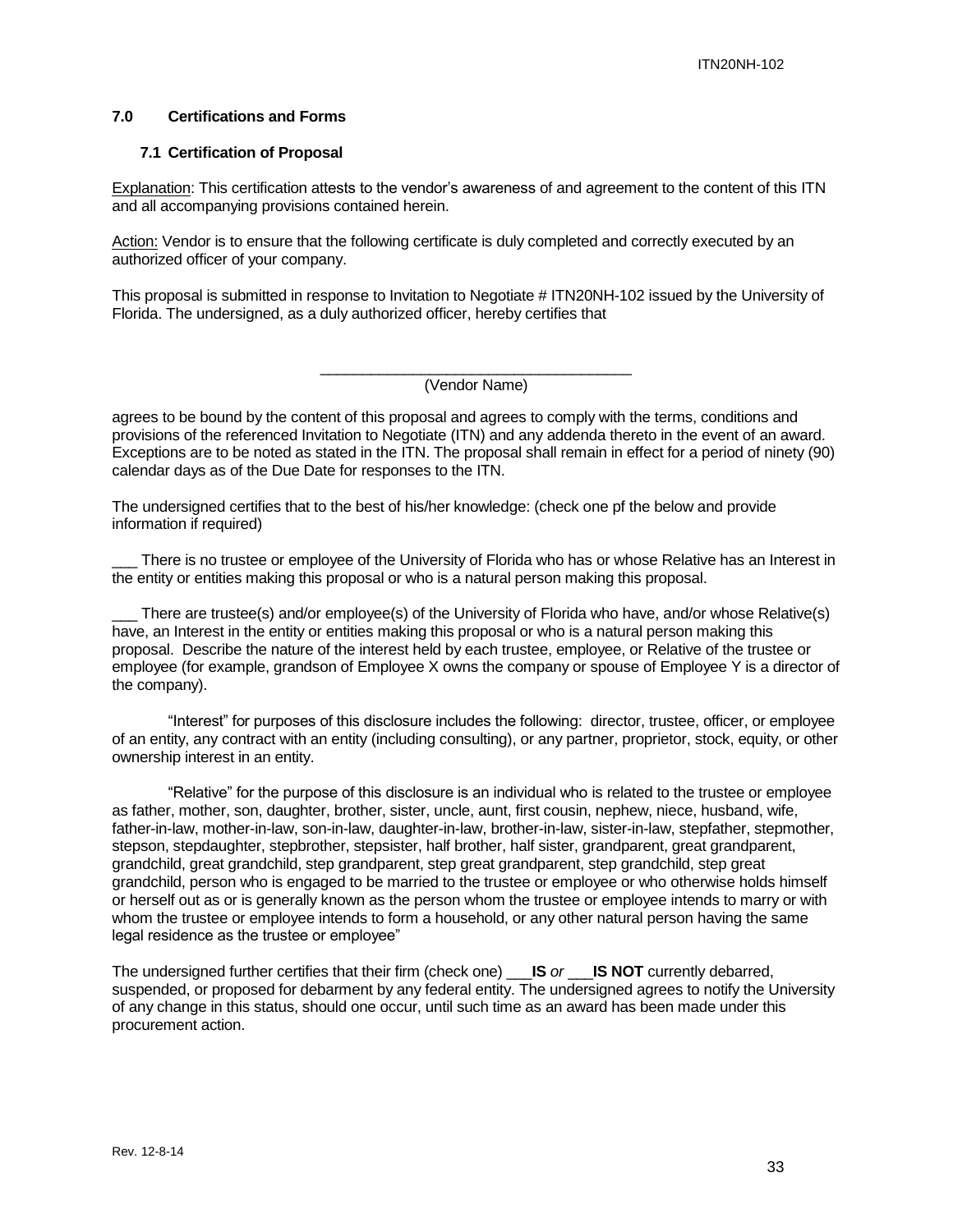## 7.0 Certifications and Forms

### 7.1 Certification of Proposal

Explanation: This certification attests to the vendor's awareness of and agreement to the content of this ITN and all accompanying provisions contained herein.

Action: Vendor is to ensure that the following certificate is duly completed and correctly executed by an authorized officer of your company.

This proposal is submitted in response to Invitation to Negotiate # ITN20NH-102 issued by the University of Florida. The undersigned, as a duly authorized officer, hereby certifies that

______________________________________
(Vendor Name)

agrees to be bound by the content of this proposal and agrees to comply with the terms, conditions and provisions of the referenced Invitation to Negotiate (ITN) and any addenda thereto in the event of an award. Exceptions are to be noted as stated in the ITN. The proposal shall remain in effect for a period of ninety (90) calendar days as of the Due Date for responses to the ITN.

The undersigned certifies that to the best of his/her knowledge: (check one pf the below and provide information if required)

___ There is no trustee or employee of the University of Florida who has or whose Relative has an Interest in the entity or entities making this proposal or who is a natural person making this proposal.

___ There are trustee(s) and/or employee(s) of the University of Florida who have, and/or whose Relative(s) have, an Interest in the entity or entities making this proposal or who is a natural person making this proposal. Describe the nature of the interest held by each trustee, employee, or Relative of the trustee or employee (for example, grandson of Employee X owns the company or spouse of Employee Y is a director of the company).

"Interest" for purposes of this disclosure includes the following: director, trustee, officer, or employee of an entity, any contract with an entity (including consulting), or any partner, proprietor, stock, equity, or other ownership interest in an entity.

"Relative" for the purpose of this disclosure is an individual who is related to the trustee or employee as father, mother, son, daughter, brother, sister, uncle, aunt, first cousin, nephew, niece, husband, wife, father-in-law, mother-in-law, son-in-law, daughter-in-law, brother-in-law, sister-in-law, stepfather, stepmother, stepson, stepdaughter, stepbrother, stepsister, half brother, half sister, grandparent, great grandparent, grandchild, great grandchild, step grandparent, step great grandparent, step grandchild, step great grandchild, person who is engaged to be married to the trustee or employee or who otherwise holds himself or herself out as or is generally known as the person whom the trustee or employee intends to marry or with whom the trustee or employee intends to form a household, or any other natural person having the same legal residence as the trustee or employee"

The undersigned further certifies that their firm (check one) ___**IS** *or* ___**IS NOT** currently debarred, suspended, or proposed for debarment by any federal entity. The undersigned agrees to notify the University of any change in this status, should one occur, until such time as an award has been made under this procurement action.

Rev. 12-8-14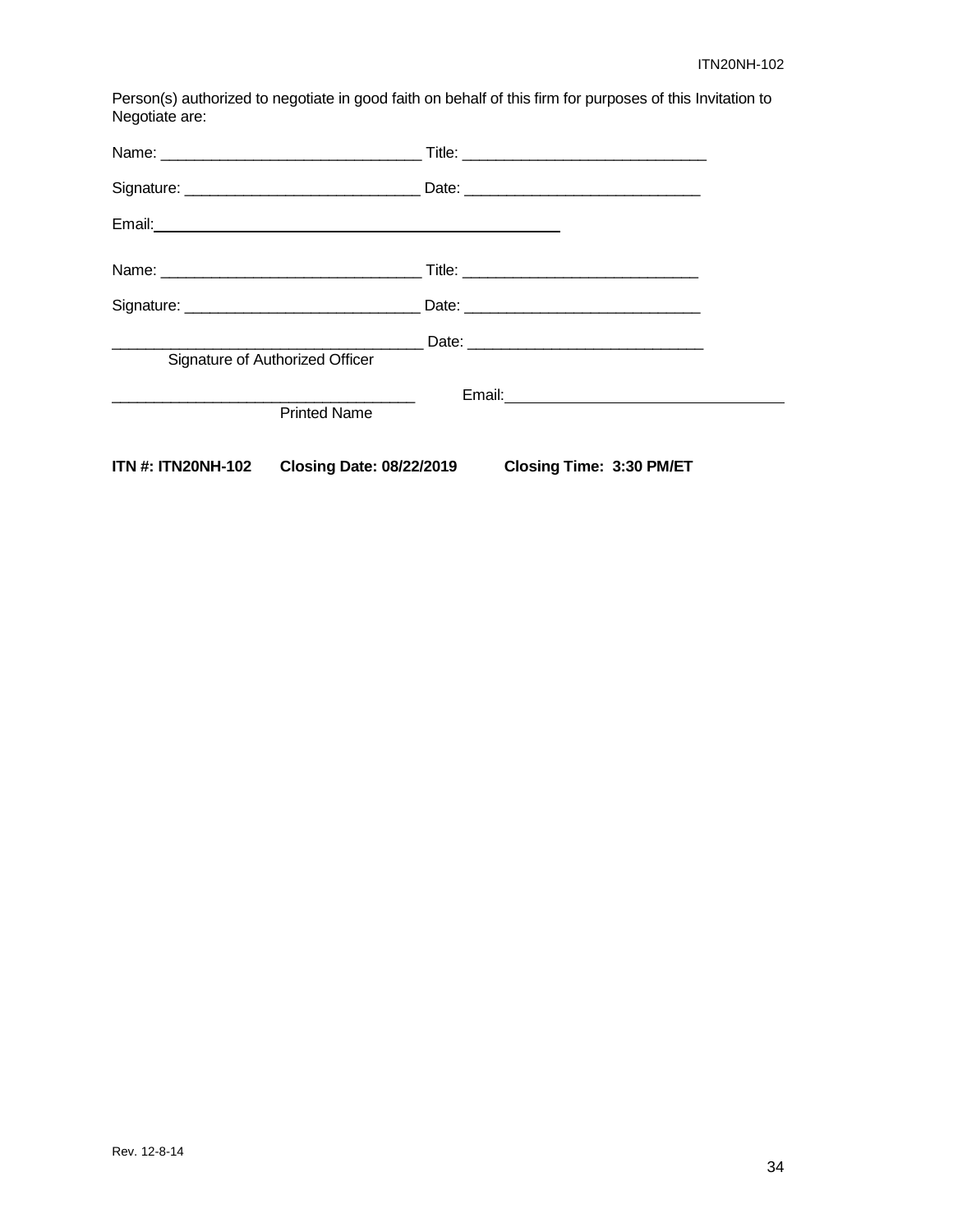Person(s) authorized to negotiate in good faith on behalf of this firm for purposes of this Invitation to Negotiate are:

Name: _______________________________ Title: _____________________________

Signature: ____________________________ Date: ____________________________

Email:_____________________________________________________

Name: _______________________________ Title: ____________________________

Signature: ____________________________ Date: ____________________________

_____________________________________ Date: ____________________________
Signature of Authorized Officer

_____________________________________ Email:_________________________________
Printed Name

**ITN #: ITN20NH-102 Closing Date: 08/22/2019 Closing Time: 3:30 PM/ET**

Rev. 12-8-14